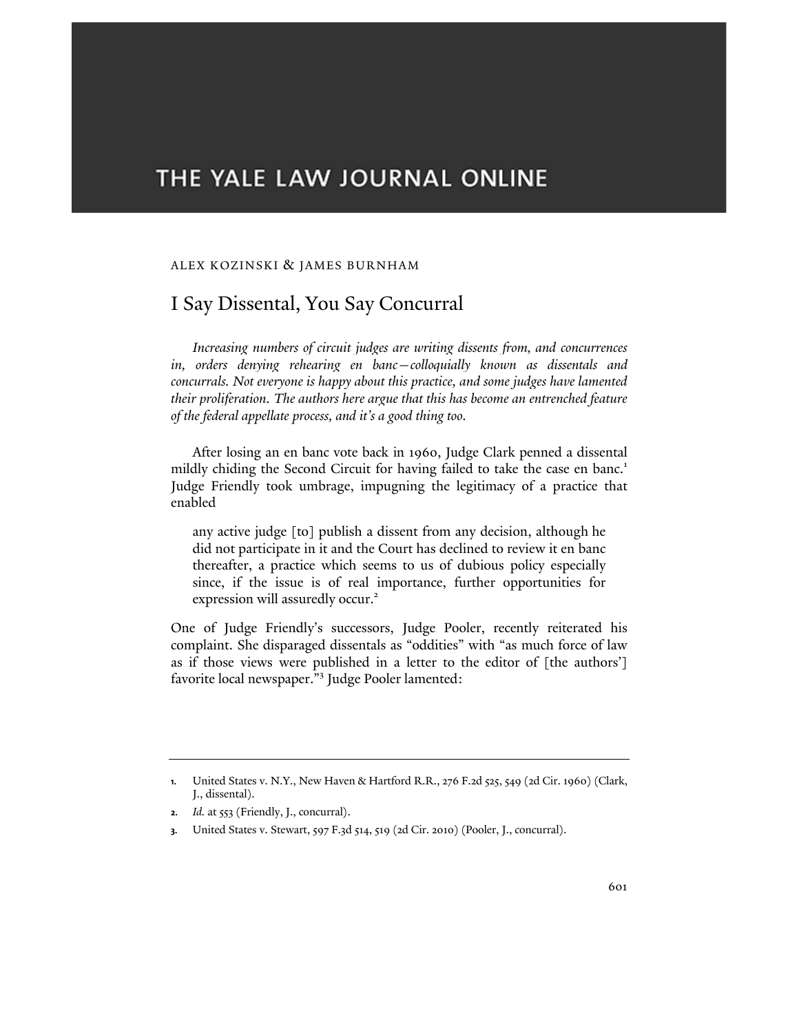THE YALE LAW JOURNAL ONLINE

ALEX KOZINSKI & JAMES BURNHAM

# I Say Dissental, You Say Concurral

*Increasing numbers of circuit judges are writing dissents from, and concurrences in, orders denying rehearing en banc—colloquially known as dissentals and concurrals. Not everyone is happy about this practice, and some judges have lamented their proliferation. The authors here argue that this has become an entrenched feature of the federal appellate process, and it's a good thing too.*

After losing an en banc vote back in 1960, Judge Clark penned a dissental mildly chiding the Second Circuit for having failed to take the case en banc.[1] Judge Friendly took umbrage, impugning the legitimacy of a practice that enabled

> any active judge [to] publish a dissent from any decision, although he did not participate in it and the Court has declined to review it en banc thereafter, a practice which seems to us of dubious policy especially since, if the issue is of real importance, further opportunities for expression will assuredly occur.[2]

One of Judge Friendly's successors, Judge Pooler, recently reiterated his complaint. She disparaged dissentals as "oddities" with "as much force of law as if those views were published in a letter to the editor of [the authors'] favorite local newspaper."[3] Judge Pooler lamented:

---

1. United States v. N.Y., New Haven & Hartford R.R., 276 F.2d 525, 549 (2d Cir. 1960) (Clark, J., dissental).
2. *Id.* at 553 (Friendly, J., concurral).
3. United States v. Stewart, 597 F.3d 514, 519 (2d Cir. 2010) (Pooler, J., concurral).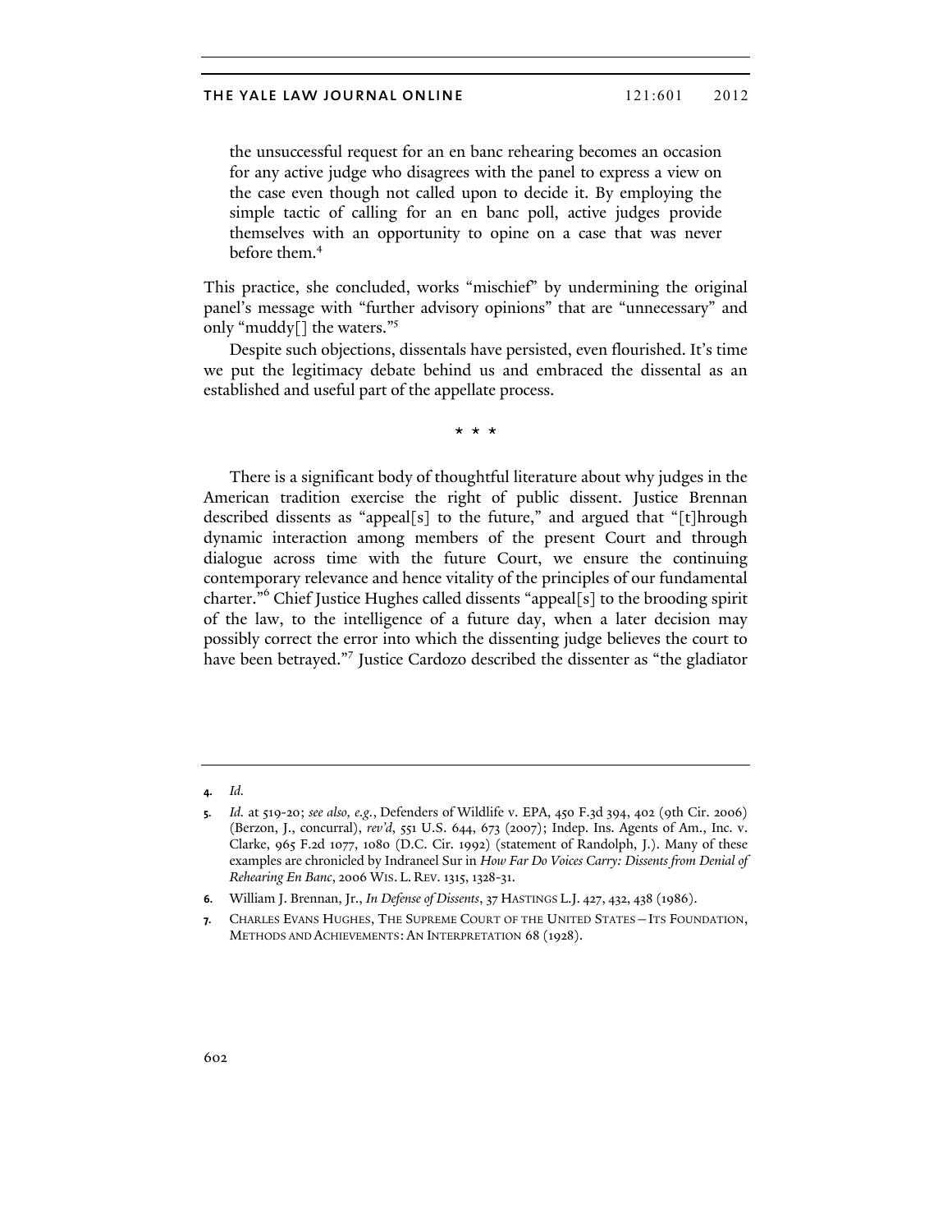the unsuccessful request for an en banc rehearing becomes an occasion for any active judge who disagrees with the panel to express a view on the case even though not called upon to decide it. By employing the simple tactic of calling for an en banc poll, active judges provide themselves with an opportunity to opine on a case that was never before them.[4]

This practice, she concluded, works "mischief" by undermining the original panel's message with "further advisory opinions" that are "unnecessary" and only "muddy[] the waters."[5]

Despite such objections, dissentals have persisted, even flourished. It's time we put the legitimacy debate behind us and embraced the dissental as an established and useful part of the appellate process.

\* \* \*

There is a significant body of thoughtful literature about why judges in the American tradition exercise the right of public dissent. Justice Brennan described dissents as "appeal[s] to the future," and argued that "[t]hrough dynamic interaction among members of the present Court and through dialogue across time with the future Court, we ensure the continuing contemporary relevance and hence vitality of the principles of our fundamental charter."[6] Chief Justice Hughes called dissents "appeal[s] to the brooding spirit of the law, to the intelligence of a future day, when a later decision may possibly correct the error into which the dissenting judge believes the court to have been betrayed."[7] Justice Cardozo described the dissenter as "the gladiator

---

4. *Id.*

5. *Id.* at 519-20; *see also, e.g.*, Defenders of Wildlife v. EPA, 450 F.3d 394, 402 (9th Cir. 2006) (Berzon, J., concurral), *rev'd*, 551 U.S. 644, 673 (2007); Indep. Ins. Agents of Am., Inc. v. Clarke, 965 F.2d 1077, 1080 (D.C. Cir. 1992) (statement of Randolph, J.). Many of these examples are chronicled by Indraneel Sur in *How Far Do Voices Carry: Dissents from Denial of Rehearing En Banc*, 2006 WIS. L. REV. 1315, 1328-31.

6. William J. Brennan, Jr., *In Defense of Dissents*, 37 HASTINGS L.J. 427, 432, 438 (1986).

7. CHARLES EVANS HUGHES, THE SUPREME COURT OF THE UNITED STATES—ITS FOUNDATION, METHODS AND ACHIEVEMENTS: AN INTERPRETATION 68 (1928).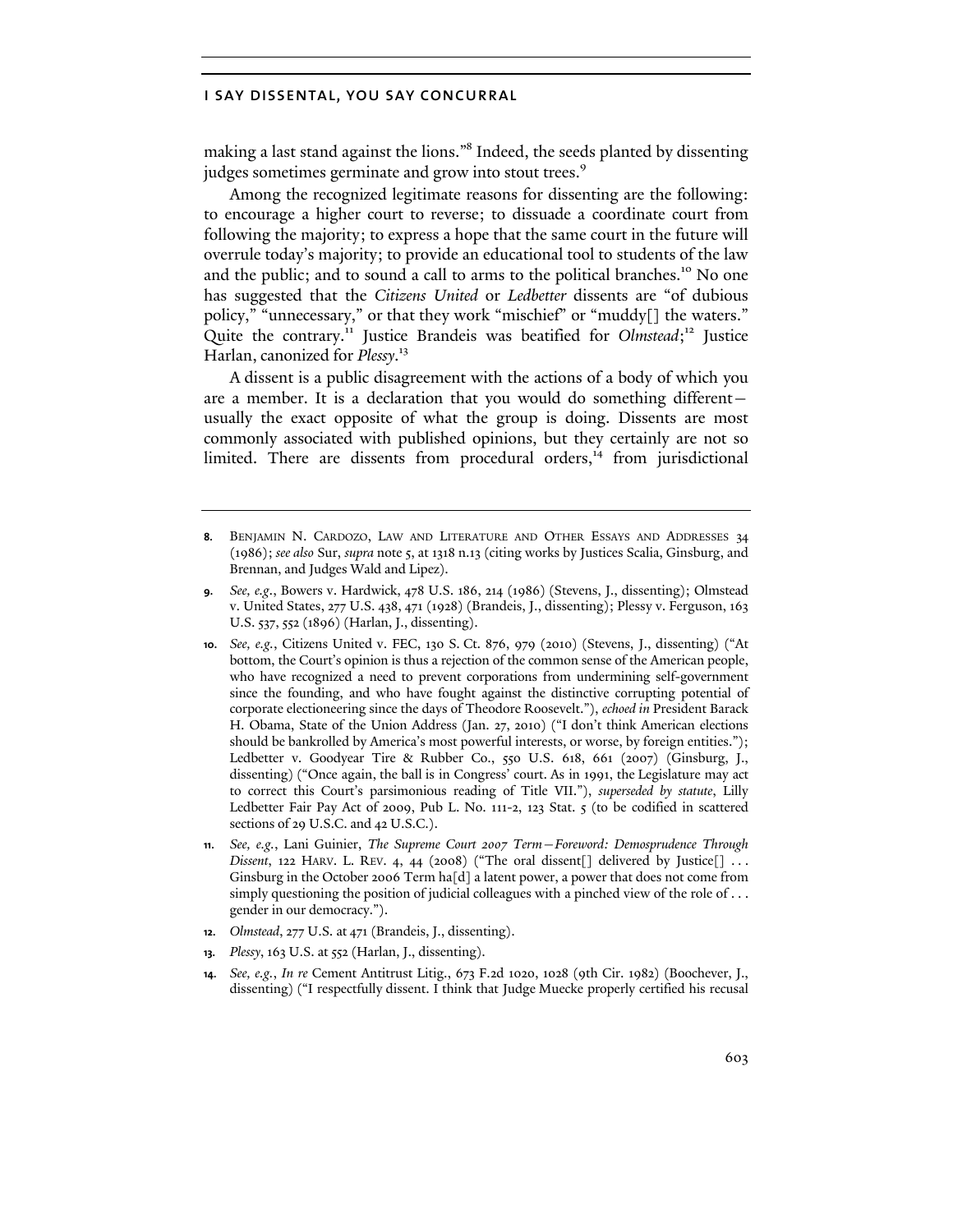making a last stand against the lions."[8] Indeed, the seeds planted by dissenting judges sometimes germinate and grow into stout trees.[9]

Among the recognized legitimate reasons for dissenting are the following: to encourage a higher court to reverse; to dissuade a coordinate court from following the majority; to express a hope that the same court in the future will overrule today's majority; to provide an educational tool to students of the law and the public; and to sound a call to arms to the political branches.[10] No one has suggested that the *Citizens United* or *Ledbetter* dissents are "of dubious policy," "unnecessary," or that they work "mischief" or "muddy[] the waters." Quite the contrary.[11] Justice Brandeis was beatified for *Olmstead*;[12] Justice Harlan, canonized for *Plessy*.[13]

A dissent is a public disagreement with the actions of a body of which you are a member. It is a declaration that you would do something different—usually the exact opposite of what the group is doing. Dissents are most commonly associated with published opinions, but they certainly are not so limited. There are dissents from procedural orders,[14] from jurisdictional

---

8. BENJAMIN N. CARDOZO, LAW AND LITERATURE AND OTHER ESSAYS AND ADDRESSES 34 (1986); *see also* Sur, *supra* note 5, at 1318 n.13 (citing works by Justices Scalia, Ginsburg, and Brennan, and Judges Wald and Lipez).

9. *See, e.g.*, Bowers v. Hardwick, 478 U.S. 186, 214 (1986) (Stevens, J., dissenting); Olmstead v. United States, 277 U.S. 438, 471 (1928) (Brandeis, J., dissenting); Plessy v. Ferguson, 163 U.S. 537, 552 (1896) (Harlan, J., dissenting).

10. *See, e.g.*, Citizens United v. FEC, 130 S. Ct. 876, 979 (2010) (Stevens, J., dissenting) ("At bottom, the Court's opinion is thus a rejection of the common sense of the American people, who have recognized a need to prevent corporations from undermining self-government since the founding, and who have fought against the distinctive corrupting potential of corporate electioneering since the days of Theodore Roosevelt."), *echoed in* President Barack H. Obama, State of the Union Address (Jan. 27, 2010) ("I don't think American elections should be bankrolled by America's most powerful interests, or worse, by foreign entities."); Ledbetter v. Goodyear Tire & Rubber Co., 550 U.S. 618, 661 (2007) (Ginsburg, J., dissenting) ("Once again, the ball is in Congress' court. As in 1991, the Legislature may act to correct this Court's parsimonious reading of Title VII."), *superseded by statute*, Lilly Ledbetter Fair Pay Act of 2009, Pub L. No. 111-2, 123 Stat. 5 (to be codified in scattered sections of 29 U.S.C. and 42 U.S.C.).

11. *See, e.g.*, Lani Guinier, *The Supreme Court 2007 Term—Foreword: Demosprudence Through Dissent*, 122 HARV. L. REV. 4, 44 (2008) ("The oral dissent[] delivered by Justice[] . . . Ginsburg in the October 2006 Term ha[d] a latent power, a power that does not come from simply questioning the position of judicial colleagues with a pinched view of the role of . . . gender in our democracy.").

12. *Olmstead*, 277 U.S. at 471 (Brandeis, J., dissenting).

13. *Plessy*, 163 U.S. at 552 (Harlan, J., dissenting).

14. *See, e.g.*, *In re* Cement Antitrust Litig., 673 F.2d 1020, 1028 (9th Cir. 1982) (Boochever, J., dissenting) ("I respectfully dissent. I think that Judge Muecke properly certified his recusal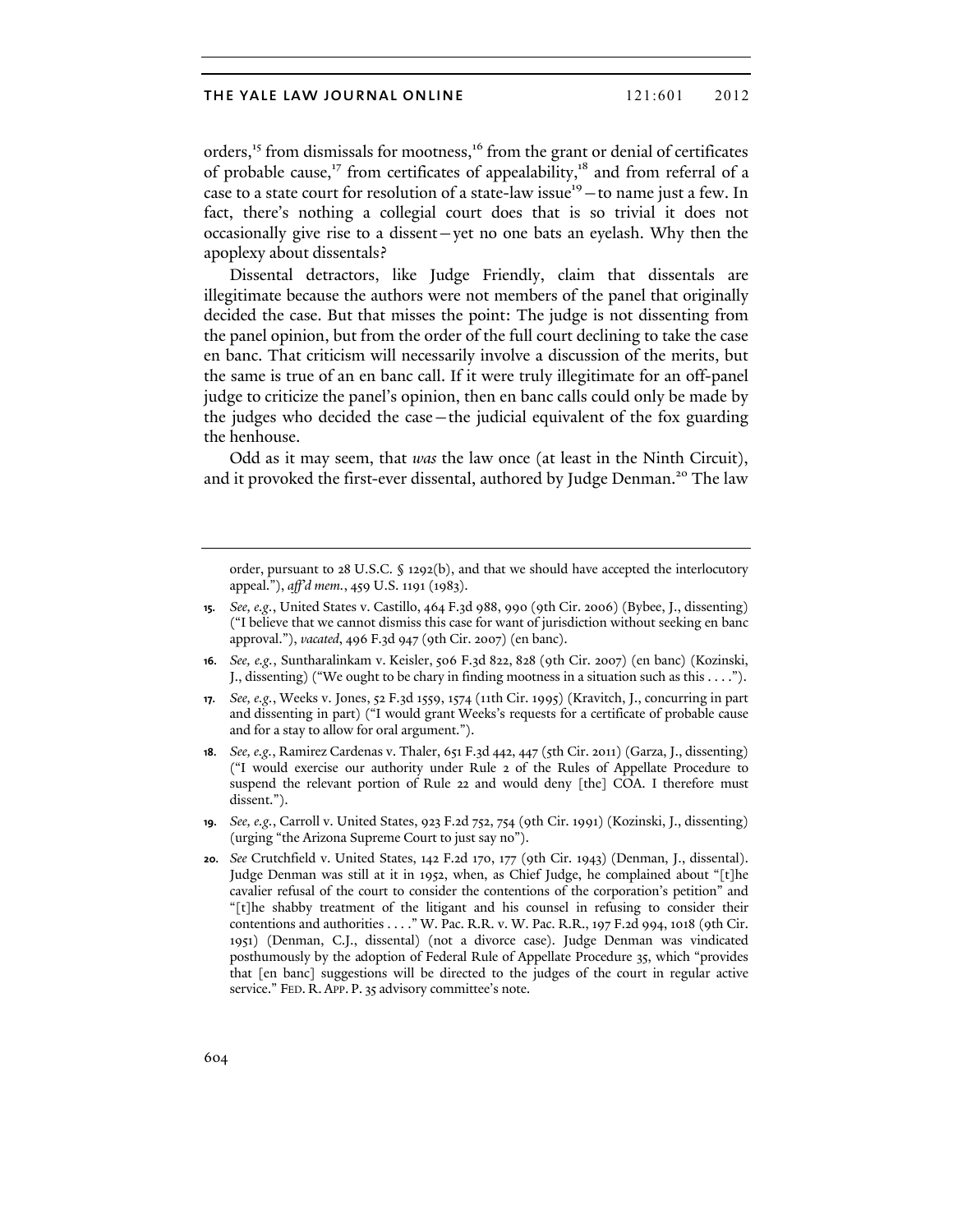orders,[15] from dismissals for mootness,[16] from the grant or denial of certificates of probable cause,[17] from certificates of appealability,[18] and from referral of a case to a state court for resolution of a state-law issue[19]—to name just a few. In fact, there's nothing a collegial court does that is so trivial it does not occasionally give rise to a dissent—yet no one bats an eyelash. Why then the apoplexy about dissentals?

Dissental detractors, like Judge Friendly, claim that dissentals are illegitimate because the authors were not members of the panel that originally decided the case. But that misses the point: The judge is not dissenting from the panel opinion, but from the order of the full court declining to take the case en banc. That criticism will necessarily involve a discussion of the merits, but the same is true of an en banc call. If it were truly illegitimate for an off-panel judge to criticize the panel's opinion, then en banc calls could only be made by the judges who decided the case—the judicial equivalent of the fox guarding the henhouse.

Odd as it may seem, that *was* the law once (at least in the Ninth Circuit), and it provoked the first-ever dissental, authored by Judge Denman.[20] The law

---

order, pursuant to 28 U.S.C. § 1292(b), and that we should have accepted the interlocutory appeal."), *aff'd mem.*, 459 U.S. 1191 (1983).

15. *See, e.g.*, United States v. Castillo, 464 F.3d 988, 990 (9th Cir. 2006) (Bybee, J., dissenting) ("I believe that we cannot dismiss this case for want of jurisdiction without seeking en banc approval."), *vacated*, 496 F.3d 947 (9th Cir. 2007) (en banc).

16. *See, e.g.*, Suntharalinkam v. Keisler, 506 F.3d 822, 828 (9th Cir. 2007) (en banc) (Kozinski, J., dissenting) ("We ought to be chary in finding mootness in a situation such as this . . . .").

17. *See, e.g.*, Weeks v. Jones, 52 F.3d 1559, 1574 (11th Cir. 1995) (Kravitch, J., concurring in part and dissenting in part) ("I would grant Weeks's requests for a certificate of probable cause and for a stay to allow for oral argument.").

18. *See, e.g.*, Ramirez Cardenas v. Thaler, 651 F.3d 442, 447 (5th Cir. 2011) (Garza, J., dissenting) ("I would exercise our authority under Rule 2 of the Rules of Appellate Procedure to suspend the relevant portion of Rule 22 and would deny [the] COA. I therefore must dissent.").

19. *See, e.g.*, Carroll v. United States, 923 F.2d 752, 754 (9th Cir. 1991) (Kozinski, J., dissenting) (urging "the Arizona Supreme Court to just say no").

20. *See* Crutchfield v. United States, 142 F.2d 170, 177 (9th Cir. 1943) (Denman, J., dissental). Judge Denman was still at it in 1952, when, as Chief Judge, he complained about "[t]he cavalier refusal of the court to consider the contentions of the corporation's petition" and "[t]he shabby treatment of the litigant and his counsel in refusing to consider their contentions and authorities . . . ." W. Pac. R.R. v. W. Pac. R.R., 197 F.2d 994, 1018 (9th Cir. 1951) (Denman, C.J., dissental) (not a divorce case). Judge Denman was vindicated posthumously by the adoption of Federal Rule of Appellate Procedure 35, which "provides that [en banc] suggestions will be directed to the judges of the court in regular active service." FED. R. APP. P. 35 advisory committee's note.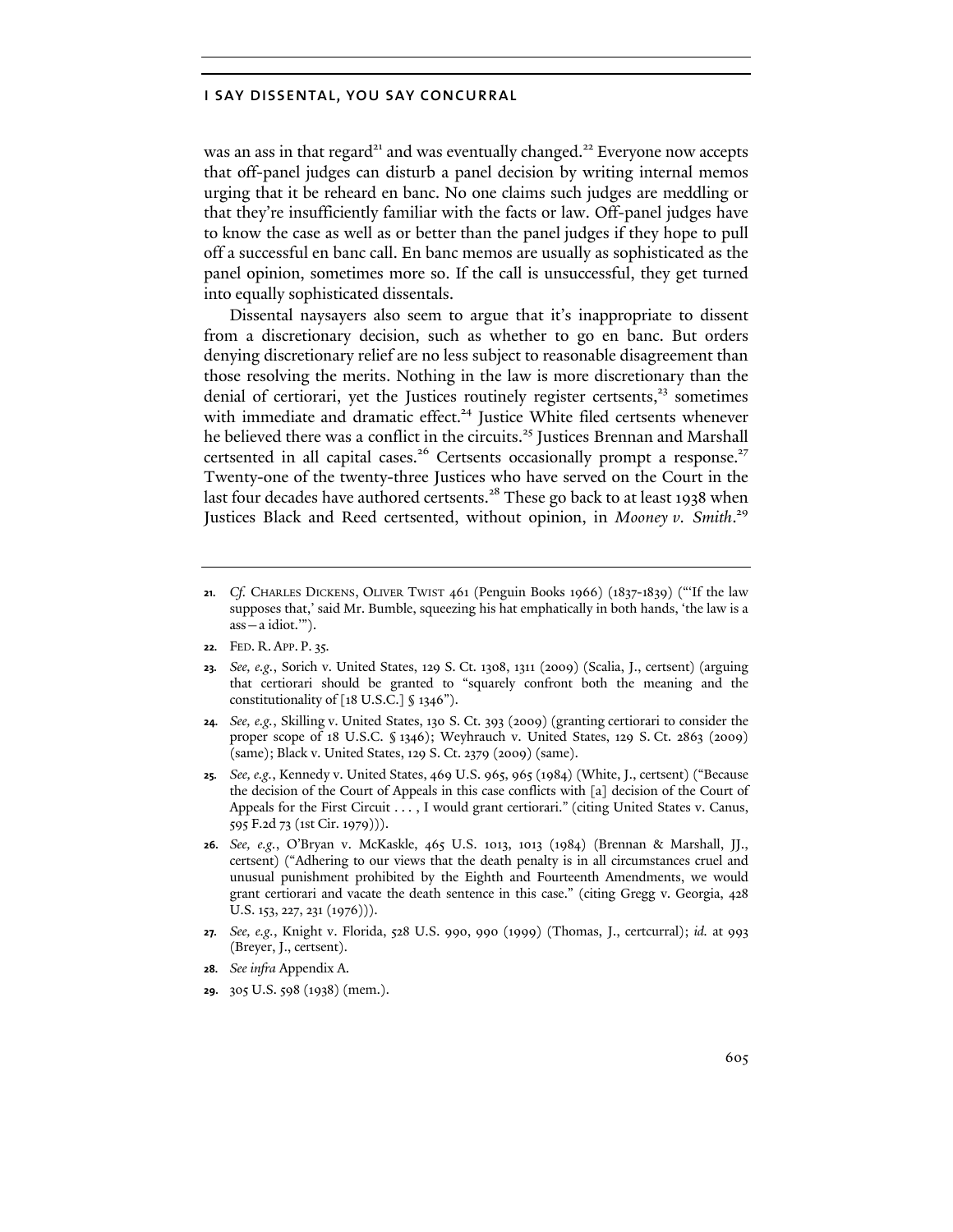was an ass in that regard[21] and was eventually changed.[22] Everyone now accepts that off-panel judges can disturb a panel decision by writing internal memos urging that it be reheard en banc. No one claims such judges are meddling or that they're insufficiently familiar with the facts or law. Off-panel judges have to know the case as well as or better than the panel judges if they hope to pull off a successful en banc call. En banc memos are usually as sophisticated as the panel opinion, sometimes more so. If the call is unsuccessful, they get turned into equally sophisticated dissentals.

Dissental naysayers also seem to argue that it's inappropriate to dissent from a discretionary decision, such as whether to go en banc. But orders denying discretionary relief are no less subject to reasonable disagreement than those resolving the merits. Nothing in the law is more discretionary than the denial of certiorari, yet the Justices routinely register certsents,[23] sometimes with immediate and dramatic effect.[24] Justice White filed certsents whenever he believed there was a conflict in the circuits.[25] Justices Brennan and Marshall certsented in all capital cases.[26] Certsents occasionally prompt a response.[27] Twenty-one of the twenty-three Justices who have served on the Court in the last four decades have authored certsents.[28] These go back to at least 1938 when Justices Black and Reed certsented, without opinion, in *Mooney v. Smith*.[29]

---

21. *Cf.* CHARLES DICKENS, OLIVER TWIST 461 (Penguin Books 1966) (1837-1839) ("'If the law supposes that,' said Mr. Bumble, squeezing his hat emphatically in both hands, 'the law is a ass—a idiot.'").

22. FED. R. APP. P. 35.

23. *See, e.g.*, Sorich v. United States, 129 S. Ct. 1308, 1311 (2009) (Scalia, J., certsent) (arguing that certiorari should be granted to "squarely confront both the meaning and the constitutionality of [18 U.S.C.] § 1346").

24. *See, e.g.*, Skilling v. United States, 130 S. Ct. 393 (2009) (granting certiorari to consider the proper scope of 18 U.S.C. § 1346); Weyhrauch v. United States, 129 S. Ct. 2863 (2009) (same); Black v. United States, 129 S. Ct. 2379 (2009) (same).

25. *See, e.g.*, Kennedy v. United States, 469 U.S. 965, 965 (1984) (White, J., certsent) ("Because the decision of the Court of Appeals in this case conflicts with [a] decision of the Court of Appeals for the First Circuit . . . , I would grant certiorari." (citing United States v. Canus, 595 F.2d 73 (1st Cir. 1979))).

26. *See, e.g.*, O'Bryan v. McKaskle, 465 U.S. 1013, 1013 (1984) (Brennan & Marshall, JJ., certsent) ("Adhering to our views that the death penalty is in all circumstances cruel and unusual punishment prohibited by the Eighth and Fourteenth Amendments, we would grant certiorari and vacate the death sentence in this case." (citing Gregg v. Georgia, 428 U.S. 153, 227, 231 (1976))).

27. *See, e.g.*, Knight v. Florida, 528 U.S. 990, 990 (1999) (Thomas, J., certcurral); *id.* at 993 (Breyer, J., certsent).

28. *See infra* Appendix A.

29. 305 U.S. 598 (1938) (mem.).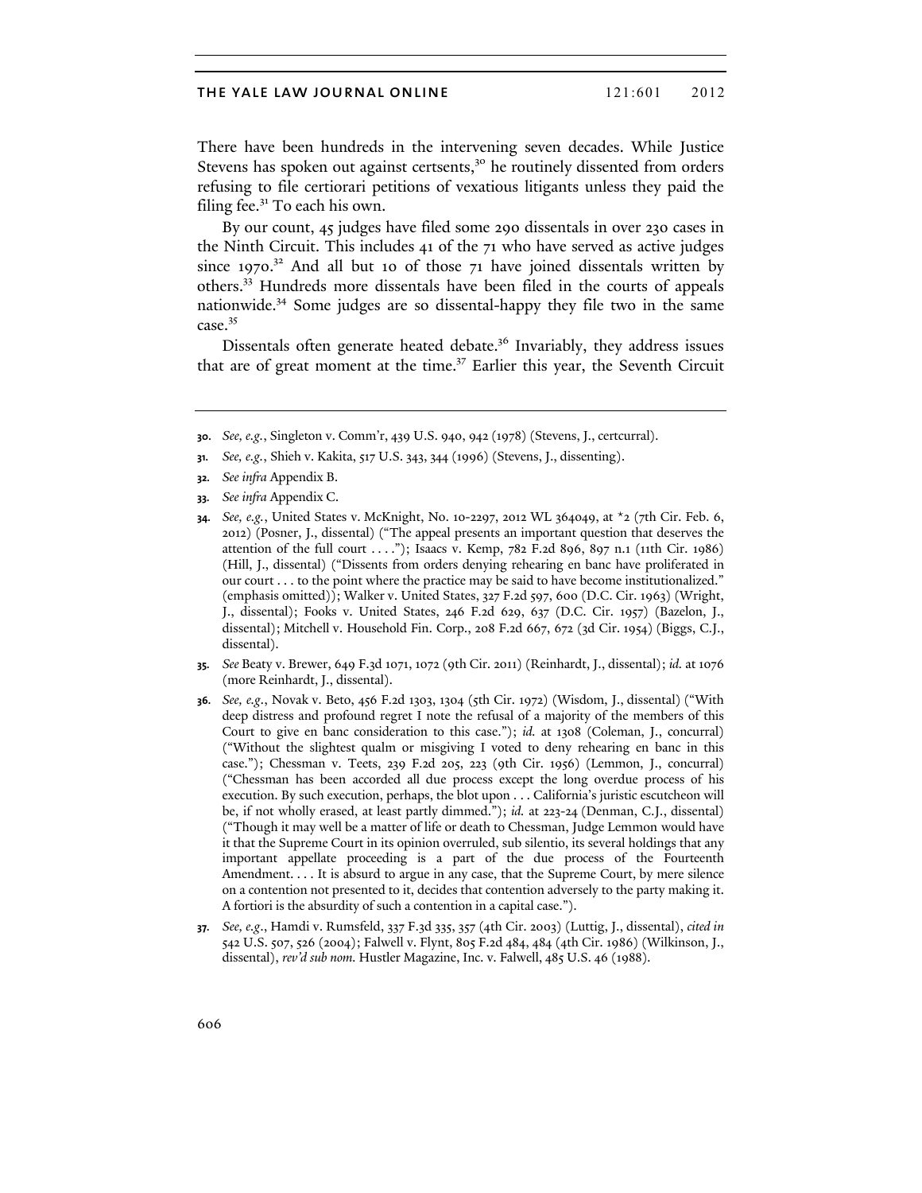There have been hundreds in the intervening seven decades. While Justice Stevens has spoken out against certsents,[30] he routinely dissented from orders refusing to file certiorari petitions of vexatious litigants unless they paid the filing fee.[31] To each his own.

By our count, 45 judges have filed some 290 dissentals in over 230 cases in the Ninth Circuit. This includes 41 of the 71 who have served as active judges since 1970.[32] And all but 10 of those 71 have joined dissentals written by others.[33] Hundreds more dissentals have been filed in the courts of appeals nationwide.[34] Some judges are so dissental-happy they file two in the same case.[35]

Dissentals often generate heated debate.[36] Invariably, they address issues that are of great moment at the time.[37] Earlier this year, the Seventh Circuit

---

30. *See, e.g.*, Singleton v. Comm'r, 439 U.S. 940, 942 (1978) (Stevens, J., certcurral).

31. *See, e.g.*, Shieh v. Kakita, 517 U.S. 343, 344 (1996) (Stevens, J., dissenting).

32. *See infra* Appendix B.

33. *See infra* Appendix C.

34. *See, e.g.*, United States v. McKnight, No. 10-2297, 2012 WL 364049, at *2 (7th Cir. Feb. 6, 2012) (Posner, J., dissental) ("The appeal presents an important question that deserves the attention of the full court . . . ."); Isaacs v. Kemp, 782 F.2d 896, 897 n.1 (11th Cir. 1986) (Hill, J., dissental) ("Dissents from orders denying rehearing en banc have proliferated in our court . . . to the point where the practice may be said to have become institutionalized." (emphasis omitted)); Walker v. United States, 327 F.2d 597, 600 (D.C. Cir. 1963) (Wright, J., dissental); Fooks v. United States, 246 F.2d 629, 637 (D.C. Cir. 1957) (Bazelon, J., dissental); Mitchell v. Household Fin. Corp., 208 F.2d 667, 672 (3d Cir. 1954) (Biggs, C.J., dissental).

35. *See* Beaty v. Brewer, 649 F.3d 1071, 1072 (9th Cir. 2011) (Reinhardt, J., dissental); *id.* at 1076 (more Reinhardt, J., dissental).

36. *See, e.g.*, Novak v. Beto, 456 F.2d 1303, 1304 (5th Cir. 1972) (Wisdom, J., dissental) ("With deep distress and profound regret I note the refusal of a majority of the members of this Court to give en banc consideration to this case."); *id.* at 1308 (Coleman, J., concurral) ("Without the slightest qualm or misgiving I voted to deny rehearing en banc in this case."); Chessman v. Teets, 239 F.2d 205, 223 (9th Cir. 1956) (Lemmon, J., concurral) ("Chessman has been accorded all due process except the long overdue process of his execution. By such execution, perhaps, the blot upon . . . California's juristic escutcheon will be, if not wholly erased, at least partly dimmed."); *id.* at 223-24 (Denman, C.J., dissental) ("Though it may well be a matter of life or death to Chessman, Judge Lemmon would have it that the Supreme Court in its opinion overruled, sub silentio, its several holdings that any important appellate proceeding is a part of the due process of the Fourteenth Amendment. . . . It is absurd to argue in any case, that the Supreme Court, by mere silence on a contention not presented to it, decides that contention adversely to the party making it. A fortiori is the absurdity of such a contention in a capital case.").

37. *See, e.g.*, Hamdi v. Rumsfeld, 337 F.3d 335, 357 (4th Cir. 2003) (Luttig, J., dissental), *cited in* 542 U.S. 507, 526 (2004); Falwell v. Flynt, 805 F.2d 484, 484 (4th Cir. 1986) (Wilkinson, J., dissental), *rev'd sub nom.* Hustler Magazine, Inc. v. Falwell, 485 U.S. 46 (1988).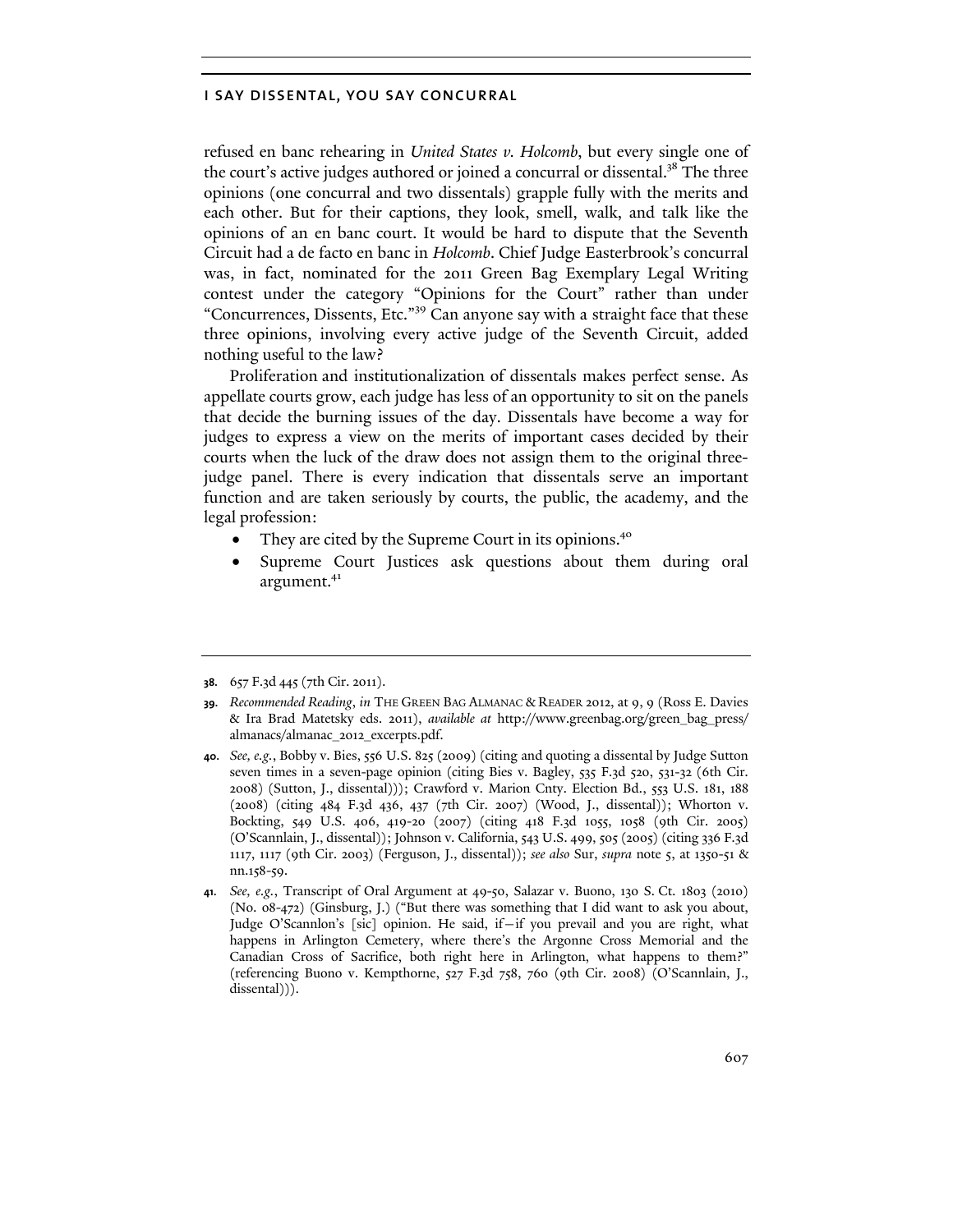refused en banc rehearing in *United States v. Holcomb*, but every single one of the court's active judges authored or joined a concurral or dissental.[38] The three opinions (one concurral and two dissentals) grapple fully with the merits and each other. But for their captions, they look, smell, walk, and talk like the opinions of an en banc court. It would be hard to dispute that the Seventh Circuit had a de facto en banc in *Holcomb*. Chief Judge Easterbrook's concurral was, in fact, nominated for the 2011 Green Bag Exemplary Legal Writing contest under the category "Opinions for the Court" rather than under "Concurrences, Dissents, Etc."[39] Can anyone say with a straight face that these three opinions, involving every active judge of the Seventh Circuit, added nothing useful to the law?

Proliferation and institutionalization of dissentals makes perfect sense. As appellate courts grow, each judge has less of an opportunity to sit on the panels that decide the burning issues of the day. Dissentals have become a way for judges to express a view on the merits of important cases decided by their courts when the luck of the draw does not assign them to the original three-judge panel. There is every indication that dissentals serve an important function and are taken seriously by courts, the public, the academy, and the legal profession:

- They are cited by the Supreme Court in its opinions.[40]
- Supreme Court Justices ask questions about them during oral argument.[41]

---

**38.** 657 F.3d 445 (7th Cir. 2011).

**39.** *Recommended Reading*, *in* THE GREEN BAG ALMANAC & READER 2012, at 9, 9 (Ross E. Davies & Ira Brad Matetsky eds. 2011), *available at* http://www.greenbag.org/green_bag_press/almanacs/almanac_2012_excerpts.pdf.

**40.** *See, e.g.*, Bobby v. Bies, 556 U.S. 825 (2009) (citing and quoting a dissental by Judge Sutton seven times in a seven-page opinion (citing Bies v. Bagley, 535 F.3d 520, 531-32 (6th Cir. 2008) (Sutton, J., dissental))); Crawford v. Marion Cnty. Election Bd., 553 U.S. 181, 188 (2008) (citing 484 F.3d 436, 437 (7th Cir. 2007) (Wood, J., dissental)); Whorton v. Bockting, 549 U.S. 406, 419-20 (2007) (citing 418 F.3d 1055, 1058 (9th Cir. 2005) (O'Scannlain, J., dissental)); Johnson v. California, 543 U.S. 499, 505 (2005) (citing 336 F.3d 1117, 1117 (9th Cir. 2003) (Ferguson, J., dissental)); *see also* Sur, *supra* note 5, at 1350-51 & nn.158-59.

**41.** *See, e.g.*, Transcript of Oral Argument at 49-50, Salazar v. Buono, 130 S. Ct. 1803 (2010) (No. 08-472) (Ginsburg, J.) ("But there was something that I did want to ask you about, Judge O'Scannlon's [sic] opinion. He said, if—if you prevail and you are right, what happens in Arlington Cemetery, where there's the Argonne Cross Memorial and the Canadian Cross of Sacrifice, both right here in Arlington, what happens to them?" (referencing Buono v. Kempthorne, 527 F.3d 758, 760 (9th Cir. 2008) (O'Scannlain, J., dissental))).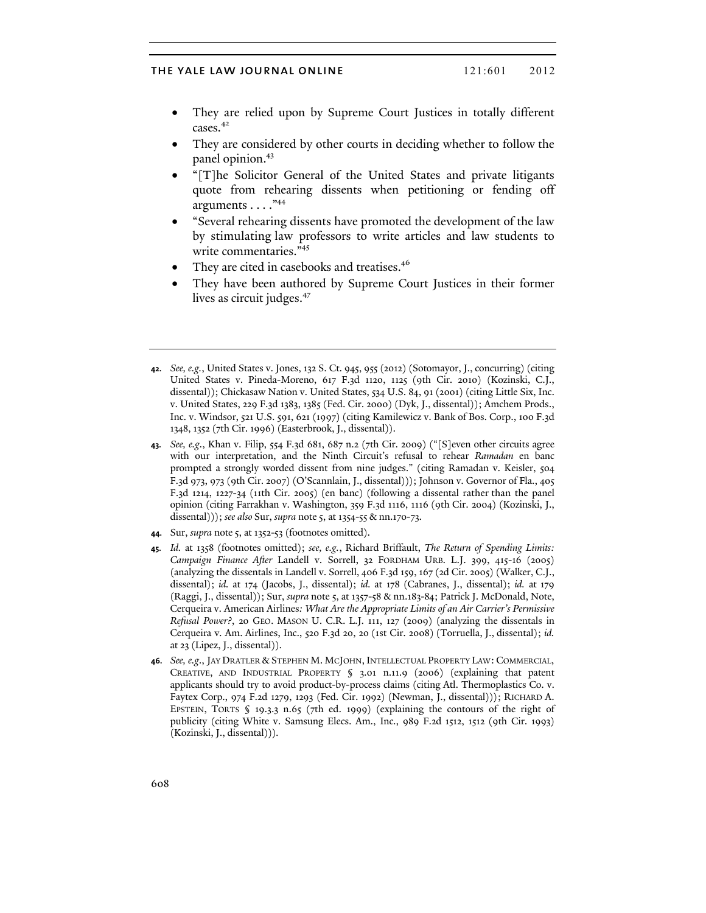- They are relied upon by Supreme Court Justices in totally different cases.[42]
- They are considered by other courts in deciding whether to follow the panel opinion.[43]
- "[T]he Solicitor General of the United States and private litigants quote from rehearing dissents when petitioning or fending off arguments . . . ."[44]
- "Several rehearing dissents have promoted the development of the law by stimulating law professors to write articles and law students to write commentaries."[45]
- They are cited in casebooks and treatises.[46]
- They have been authored by Supreme Court Justices in their former lives as circuit judges.[47]

---

**42.** *See, e.g.*, United States v. Jones, 132 S. Ct. 945, 955 (2012) (Sotomayor, J., concurring) (citing United States v. Pineda-Moreno, 617 F.3d 1120, 1125 (9th Cir. 2010) (Kozinski, C.J., dissental)); Chickasaw Nation v. United States, 534 U.S. 84, 91 (2001) (citing Little Six, Inc. v. United States, 229 F.3d 1383, 1385 (Fed. Cir. 2000) (Dyk, J., dissental)); Amchem Prods., Inc. v. Windsor, 521 U.S. 591, 621 (1997) (citing Kamilewicz v. Bank of Bos. Corp., 100 F.3d 1348, 1352 (7th Cir. 1996) (Easterbrook, J., dissental)).

**43.** *See, e.g.*, Khan v. Filip, 554 F.3d 681, 687 n.2 (7th Cir. 2009) ("[S]even other circuits agree with our interpretation, and the Ninth Circuit's refusal to rehear *Ramadan* en banc prompted a strongly worded dissent from nine judges." (citing Ramadan v. Keisler, 504 F.3d 973, 973 (9th Cir. 2007) (O'Scannlain, J., dissental))); Johnson v. Governor of Fla., 405 F.3d 1214, 1227-34 (11th Cir. 2005) (en banc) (following a dissental rather than the panel opinion (citing Farrakhan v. Washington, 359 F.3d 1116, 1116 (9th Cir. 2004) (Kozinski, J., dissental))); *see also* Sur, *supra* note 5, at 1354-55 & nn.170-73.

**44.** Sur, *supra* note 5, at 1352-53 (footnotes omitted).

**45.** *Id.* at 1358 (footnotes omitted); *see, e.g.*, Richard Briffault, *The Return of Spending Limits: Campaign Finance After* Landell v. Sorrell, 32 FORDHAM URB. L.J. 399, 415-16 (2005) (analyzing the dissentals in Landell v. Sorrell, 406 F.3d 159, 167 (2d Cir. 2005) (Walker, C.J., dissental); *id.* at 174 (Jacobs, J., dissental); *id.* at 178 (Cabranes, J., dissental); *id.* at 179 (Raggi, J., dissental)); Sur, *supra* note 5, at 1357-58 & nn.183-84; Patrick J. McDonald, Note, Cerqueira v. American Airlines*: What Are the Appropriate Limits of an Air Carrier's Permissive Refusal Power?*, 20 GEO. MASON U. C.R. L.J. 111, 127 (2009) (analyzing the dissentals in Cerqueira v. Am. Airlines, Inc., 520 F.3d 20, 20 (1st Cir. 2008) (Torruella, J., dissental); *id.* at 23 (Lipez, J., dissental)).

**46.** *See, e.g.*, JAY DRATLER & STEPHEN M. MCJOHN, INTELLECTUAL PROPERTY LAW: COMMERCIAL, CREATIVE, AND INDUSTRIAL PROPERTY § 3.01 n.11.9 (2006) (explaining that patent applicants should try to avoid product-by-process claims (citing Atl. Thermoplastics Co. v. Faytex Corp., 974 F.2d 1279, 1293 (Fed. Cir. 1992) (Newman, J., dissental))); RICHARD A. EPSTEIN, TORTS § 19.3.3 n.65 (7th ed. 1999) (explaining the contours of the right of publicity (citing White v. Samsung Elecs. Am., Inc., 989 F.2d 1512, 1512 (9th Cir. 1993) (Kozinski, J., dissental))).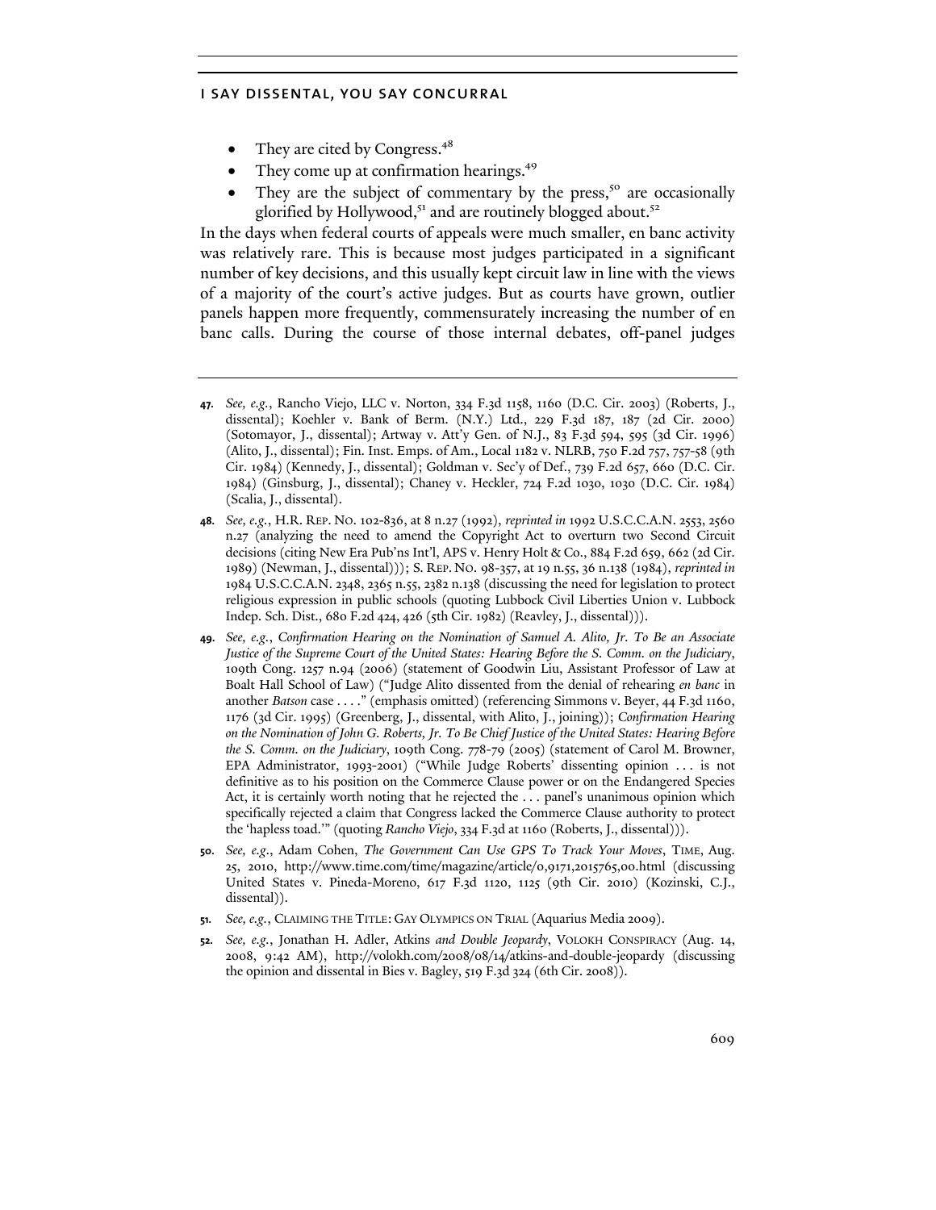- They are cited by Congress.[48]
- They come up at confirmation hearings.[49]
- They are the subject of commentary by the press,[50] are occasionally glorified by Hollywood,[51] and are routinely blogged about.[52]

In the days when federal courts of appeals were much smaller, en banc activity was relatively rare. This is because most judges participated in a significant number of key decisions, and this usually kept circuit law in line with the views of a majority of the court's active judges. But as courts have grown, outlier panels happen more frequently, commensurately increasing the number of en banc calls. During the course of those internal debates, off-panel judges

---

**47.** *See, e.g.*, Rancho Viejo, LLC v. Norton, 334 F.3d 1158, 1160 (D.C. Cir. 2003) (Roberts, J., dissental); Koehler v. Bank of Berm. (N.Y.) Ltd., 229 F.3d 187, 187 (2d Cir. 2000) (Sotomayor, J., dissental); Artway v. Att'y Gen. of N.J., 83 F.3d 594, 595 (3d Cir. 1996) (Alito, J., dissental); Fin. Inst. Emps. of Am., Local 1182 v. NLRB, 750 F.2d 757, 757-58 (9th Cir. 1984) (Kennedy, J., dissental); Goldman v. Sec'y of Def., 739 F.2d 657, 660 (D.C. Cir. 1984) (Ginsburg, J., dissental); Chaney v. Heckler, 724 F.2d 1030, 1030 (D.C. Cir. 1984) (Scalia, J., dissental).

**48.** *See, e.g.*, H.R. REP. NO. 102-836, at 8 n.27 (1992), *reprinted in* 1992 U.S.C.C.A.N. 2553, 2560 n.27 (analyzing the need to amend the Copyright Act to overturn two Second Circuit decisions (citing New Era Pub'ns Int'l, APS v. Henry Holt & Co., 884 F.2d 659, 662 (2d Cir. 1989) (Newman, J., dissental))); S. REP. NO. 98-357, at 19 n.55, 36 n.138 (1984), *reprinted in* 1984 U.S.C.C.A.N. 2348, 2365 n.55, 2382 n.138 (discussing the need for legislation to protect religious expression in public schools (quoting Lubbock Civil Liberties Union v. Lubbock Indep. Sch. Dist., 680 F.2d 424, 426 (5th Cir. 1982) (Reavley, J., dissental))).

**49.** *See, e.g.*, *Confirmation Hearing on the Nomination of Samuel A. Alito, Jr. To Be an Associate Justice of the Supreme Court of the United States: Hearing Before the S. Comm. on the Judiciary*, 109th Cong. 1257 n.94 (2006) (statement of Goodwin Liu, Assistant Professor of Law at Boalt Hall School of Law) ("Judge Alito dissented from the denial of rehearing *en banc* in another *Batson* case . . . ." (emphasis omitted) (referencing Simmons v. Beyer, 44 F.3d 1160, 1176 (3d Cir. 1995) (Greenberg, J., dissental, with Alito, J., joining)); *Confirmation Hearing on the Nomination of John G. Roberts, Jr. To Be Chief Justice of the United States: Hearing Before the S. Comm. on the Judiciary*, 109th Cong. 778-79 (2005) (statement of Carol M. Browner, EPA Administrator, 1993-2001) ("While Judge Roberts' dissenting opinion . . . is not definitive as to his position on the Commerce Clause power or on the Endangered Species Act, it is certainly worth noting that he rejected the . . . panel's unanimous opinion which specifically rejected a claim that Congress lacked the Commerce Clause authority to protect the 'hapless toad.'" (quoting *Rancho Viejo*, 334 F.3d at 1160 (Roberts, J., dissental))).

**50.** *See, e.g.*, Adam Cohen, *The Government Can Use GPS To Track Your Moves*, TIME, Aug. 25, 2010, http://www.time.com/time/magazine/article/0,9171,2015765,00.html (discussing United States v. Pineda-Moreno, 617 F.3d 1120, 1125 (9th Cir. 2010) (Kozinski, C.J., dissental)).

**51.** *See, e.g.*, CLAIMING THE TITLE: GAY OLYMPICS ON TRIAL (Aquarius Media 2009).

**52.** *See, e.g.*, Jonathan H. Adler, Atkins *and Double Jeopardy*, VOLOKH CONSPIRACY (Aug. 14, 2008, 9:42 AM), http://volokh.com/2008/08/14/atkins-and-double-jeopardy (discussing the opinion and dissental in Bies v. Bagley, 519 F.3d 324 (6th Cir. 2008)).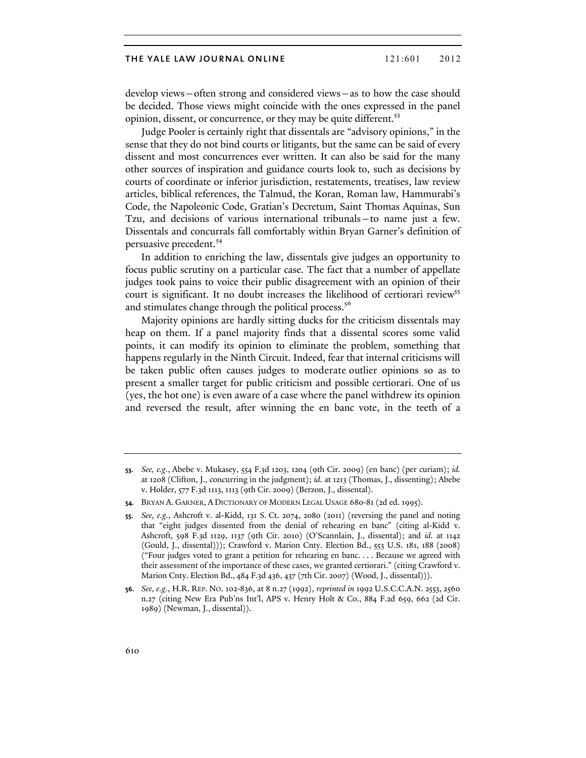develop views—often strong and considered views—as to how the case should be decided. Those views might coincide with the ones expressed in the panel opinion, dissent, or concurrence, or they may be quite different.[53]

Judge Pooler is certainly right that dissentals are "advisory opinions," in the sense that they do not bind courts or litigants, but the same can be said of every dissent and most concurrences ever written. It can also be said for the many other sources of inspiration and guidance courts look to, such as decisions by courts of coordinate or inferior jurisdiction, restatements, treatises, law review articles, biblical references, the Talmud, the Koran, Roman law, Hammurabi's Code, the Napoleonic Code, Gratian's Decretum, Saint Thomas Aquinas, Sun Tzu, and decisions of various international tribunals—to name just a few. Dissentals and concurrals fall comfortably within Bryan Garner's definition of persuasive precedent.[54]

In addition to enriching the law, dissentals give judges an opportunity to focus public scrutiny on a particular case. The fact that a number of appellate judges took pains to voice their public disagreement with an opinion of their court is significant. It no doubt increases the likelihood of certiorari review[55] and stimulates change through the political process.[56]

Majority opinions are hardly sitting ducks for the criticism dissentals may heap on them. If a panel majority finds that a dissental scores some valid points, it can modify its opinion to eliminate the problem, something that happens regularly in the Ninth Circuit. Indeed, fear that internal criticisms will be taken public often causes judges to moderate outlier opinions so as to present a smaller target for public criticism and possible certiorari. One of us (yes, the hot one) is even aware of a case where the panel withdrew its opinion and reversed the result, after winning the en banc vote, in the teeth of a

---

53. *See, e.g.*, Abebe v. Mukasey, 554 F.3d 1203, 1204 (9th Cir. 2009) (en banc) (per curiam); *id.* at 1208 (Clifton, J., concurring in the judgment); *id.* at 1213 (Thomas, J., dissenting); Abebe v. Holder, 577 F.3d 1113, 1113 (9th Cir. 2009) (Berzon, J., dissental).

54. BRYAN A. GARNER, A DICTIONARY OF MODERN LEGAL USAGE 680-81 (2d ed. 1995).

55. *See, e.g.*, Ashcroft v. al-Kidd, 131 S. Ct. 2074, 2080 (2011) (reversing the panel and noting that "eight judges dissented from the denial of rehearing en banc" (citing al-Kidd v. Ashcroft, 598 F.3d 1129, 1137 (9th Cir. 2010) (O'Scannlain, J., dissental); and *id.* at 1142 (Gould, J., dissental))); Crawford v. Marion Cnty. Election Bd., 553 U.S. 181, 188 (2008) ("Four judges voted to grant a petition for rehearing en banc. . . . Because we agreed with their assessment of the importance of these cases, we granted certiorari." (citing Crawford v. Marion Cnty. Election Bd., 484 F.3d 436, 437 (7th Cir. 2007) (Wood, J., dissental))).

56. *See, e.g.*, H.R. REP. NO. 102-836, at 8 n.27 (1992), *reprinted in* 1992 U.S.C.C.A.N. 2553, 2560 n.27 (citing New Era Pub'ns Int'l, APS v. Henry Holt & Co., 884 F.2d 659, 662 (2d Cir. 1989) (Newman, J., dissental)).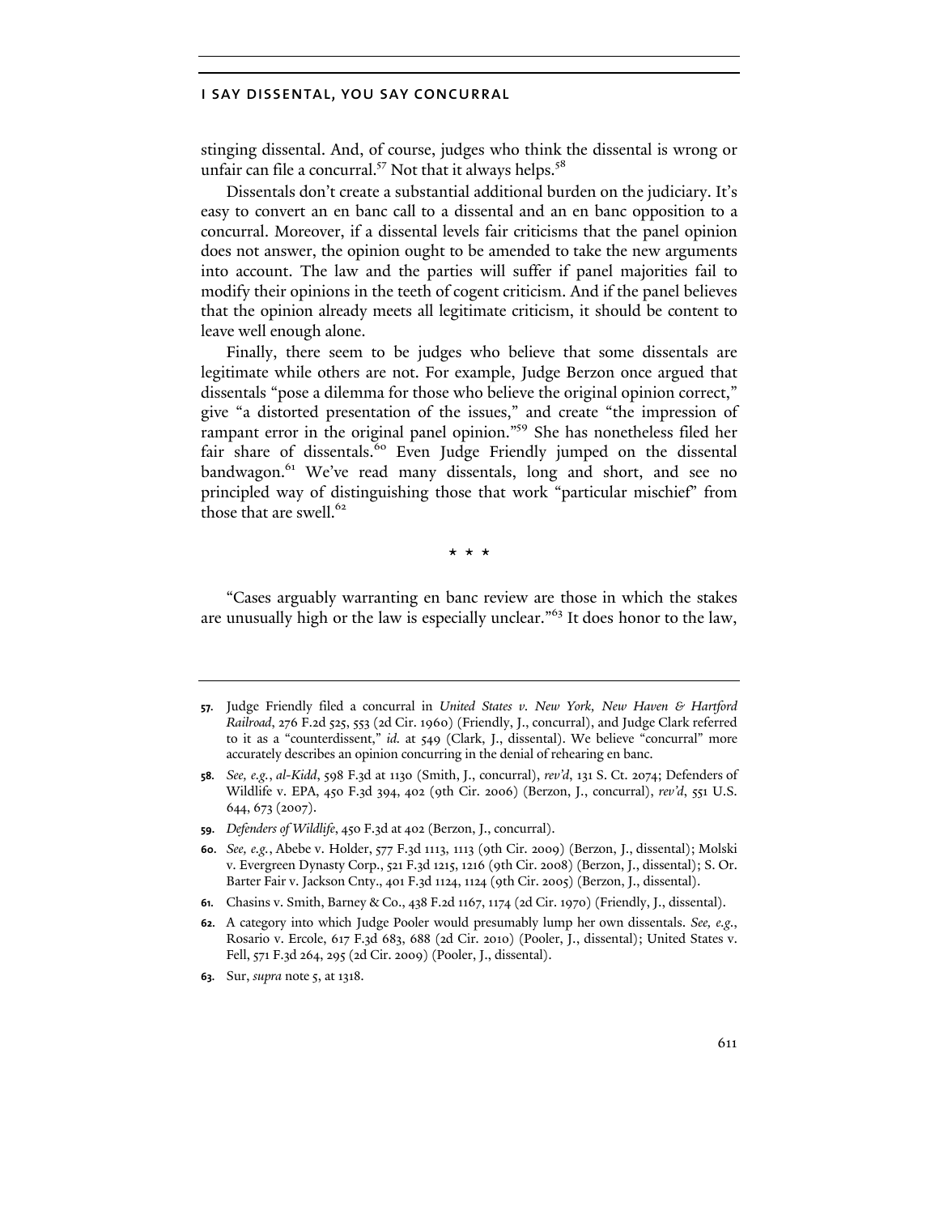stinging dissental. And, of course, judges who think the dissental is wrong or unfair can file a concurral.[57] Not that it always helps.[58]

Dissentals don't create a substantial additional burden on the judiciary. It's easy to convert an en banc call to a dissental and an en banc opposition to a concurral. Moreover, if a dissental levels fair criticisms that the panel opinion does not answer, the opinion ought to be amended to take the new arguments into account. The law and the parties will suffer if panel majorities fail to modify their opinions in the teeth of cogent criticism. And if the panel believes that the opinion already meets all legitimate criticism, it should be content to leave well enough alone.

Finally, there seem to be judges who believe that some dissentals are legitimate while others are not. For example, Judge Berzon once argued that dissentals "pose a dilemma for those who believe the original opinion correct," give "a distorted presentation of the issues," and create "the impression of rampant error in the original panel opinion."[59] She has nonetheless filed her fair share of dissentals.[60] Even Judge Friendly jumped on the dissental bandwagon.[61] We've read many dissentals, long and short, and see no principled way of distinguishing those that work "particular mischief" from those that are swell.[62]

\* \* \*

"Cases arguably warranting en banc review are those in which the stakes are unusually high or the law is especially unclear."[63] It does honor to the law,

---

57. Judge Friendly filed a concurral in *United States v. New York, New Haven & Hartford Railroad*, 276 F.2d 525, 553 (2d Cir. 1960) (Friendly, J., concurral), and Judge Clark referred to it as a "counterdissent," *id.* at 549 (Clark, J., dissental). We believe "concurral" more accurately describes an opinion concurring in the denial of rehearing en banc.

58. *See, e.g.*, *al-Kidd*, 598 F.3d at 1130 (Smith, J., concurral), *rev'd*, 131 S. Ct. 2074; Defenders of Wildlife v. EPA, 450 F.3d 394, 402 (9th Cir. 2006) (Berzon, J., concurral), *rev'd*, 551 U.S. 644, 673 (2007).

59. *Defenders of Wildlife*, 450 F.3d at 402 (Berzon, J., concurral).

60. *See, e.g.*, Abebe v. Holder, 577 F.3d 1113, 1113 (9th Cir. 2009) (Berzon, J., dissental); Molski v. Evergreen Dynasty Corp., 521 F.3d 1215, 1216 (9th Cir. 2008) (Berzon, J., dissental); S. Or. Barter Fair v. Jackson Cnty., 401 F.3d 1124, 1124 (9th Cir. 2005) (Berzon, J., dissental).

61. Chasins v. Smith, Barney & Co., 438 F.2d 1167, 1174 (2d Cir. 1970) (Friendly, J., dissental).

62. A category into which Judge Pooler would presumably lump her own dissentals. *See, e.g.*, Rosario v. Ercole, 617 F.3d 683, 688 (2d Cir. 2010) (Pooler, J., dissental); United States v. Fell, 571 F.3d 264, 295 (2d Cir. 2009) (Pooler, J., dissental).

63. Sur, *supra* note 5, at 1318.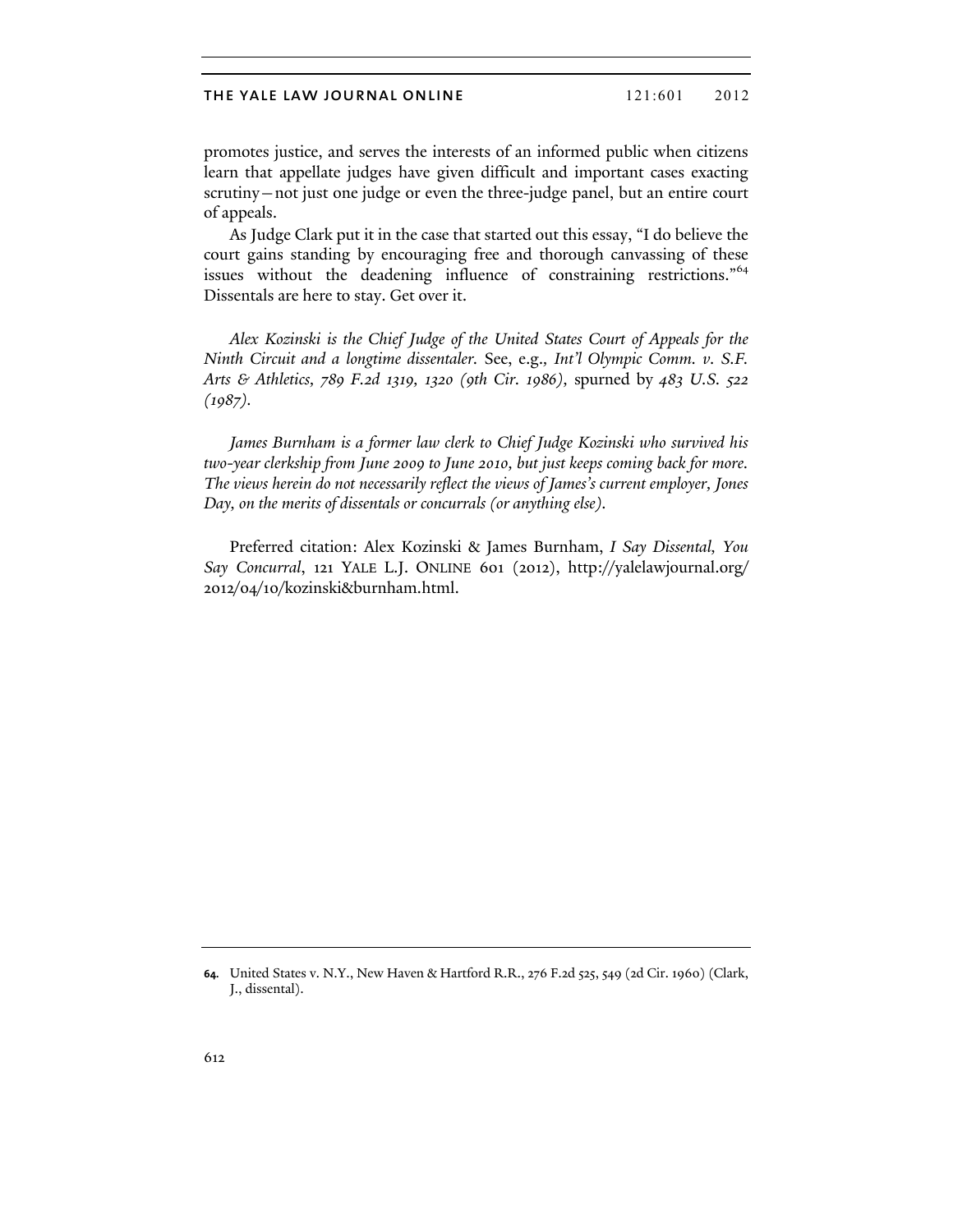promotes justice, and serves the interests of an informed public when citizens learn that appellate judges have given difficult and important cases exacting scrutiny—not just one judge or even the three-judge panel, but an entire court of appeals.

As Judge Clark put it in the case that started out this essay, "I do believe the court gains standing by encouraging free and thorough canvassing of these issues without the deadening influence of constraining restrictions."[64] Dissentals are here to stay. Get over it.

*Alex Kozinski is the Chief Judge of the United States Court of Appeals for the Ninth Circuit and a longtime dissentaler.* See, e.g., *Int'l Olympic Comm. v. S.F. Arts & Athletics, 789 F.2d 1319, 1320 (9th Cir. 1986),* spurned by *483 U.S. 522 (1987).*

*James Burnham is a former law clerk to Chief Judge Kozinski who survived his two-year clerkship from June 2009 to June 2010, but just keeps coming back for more. The views herein do not necessarily reflect the views of James's current employer, Jones Day, on the merits of dissentals or concurrals (or anything else).*

Preferred citation: Alex Kozinski & James Burnham, *I Say Dissental, You Say Concurral*, 121 YALE L.J. ONLINE 601 (2012), http://yalelawjournal.org/2012/04/10/kozinski&burnham.html.

---

**64.** United States v. N.Y., New Haven & Hartford R.R., 276 F.2d 525, 549 (2d Cir. 1960) (Clark, J., dissental).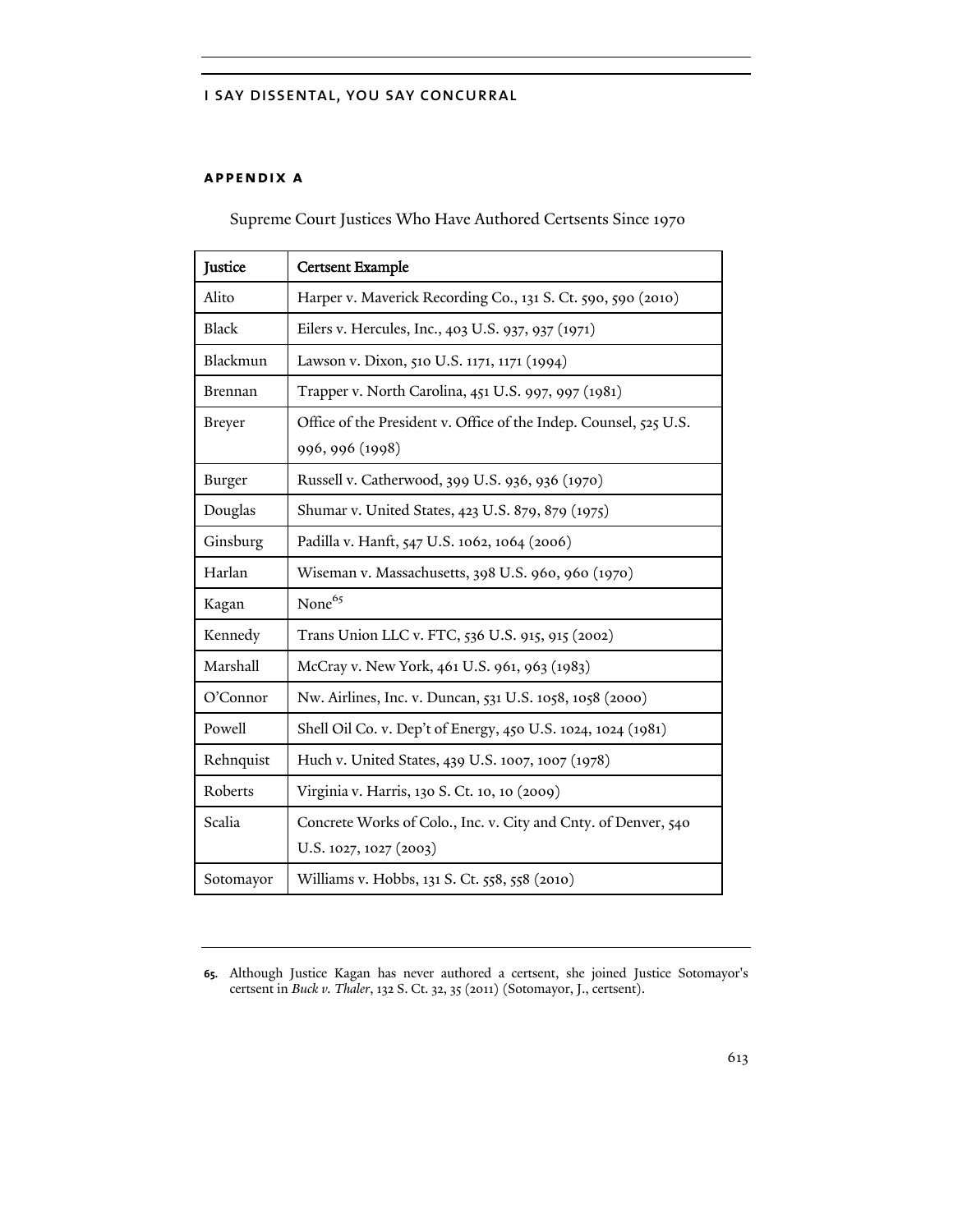## APPENDIX A

Supreme Court Justices Who Have Authored Certsents Since 1970

| Justice | Certsent Example |
|---|---|
| Alito | Harper v. Maverick Recording Co., 131 S. Ct. 590, 590 (2010) |
| Black | Eilers v. Hercules, Inc., 403 U.S. 937, 937 (1971) |
| Blackmun | Lawson v. Dixon, 510 U.S. 1171, 1171 (1994) |
| Brennan | Trapper v. North Carolina, 451 U.S. 997, 997 (1981) |
| Breyer | Office of the President v. Office of the Indep. Counsel, 525 U.S. 996, 996 (1998) |
| Burger | Russell v. Catherwood, 399 U.S. 936, 936 (1970) |
| Douglas | Shumar v. United States, 423 U.S. 879, 879 (1975) |
| Ginsburg | Padilla v. Hanft, 547 U.S. 1062, 1064 (2006) |
| Harlan | Wiseman v. Massachusetts, 398 U.S. 960, 960 (1970) |
| Kagan | None[65] |
| Kennedy | Trans Union LLC v. FTC, 536 U.S. 915, 915 (2002) |
| Marshall | McCray v. New York, 461 U.S. 961, 963 (1983) |
| O'Connor | Nw. Airlines, Inc. v. Duncan, 531 U.S. 1058, 1058 (2000) |
| Powell | Shell Oil Co. v. Dep't of Energy, 450 U.S. 1024, 1024 (1981) |
| Rehnquist | Huch v. United States, 439 U.S. 1007, 1007 (1978) |
| Roberts | Virginia v. Harris, 130 S. Ct. 10, 10 (2009) |
| Scalia | Concrete Works of Colo., Inc. v. City and Cnty. of Denver, 540 U.S. 1027, 1027 (2003) |
| Sotomayor | Williams v. Hobbs, 131 S. Ct. 558, 558 (2010) |

65. Although Justice Kagan has never authored a certsent, she joined Justice Sotomayor's certsent in *Buck v. Thaler*, 132 S. Ct. 32, 35 (2011) (Sotomayor, J., certsent).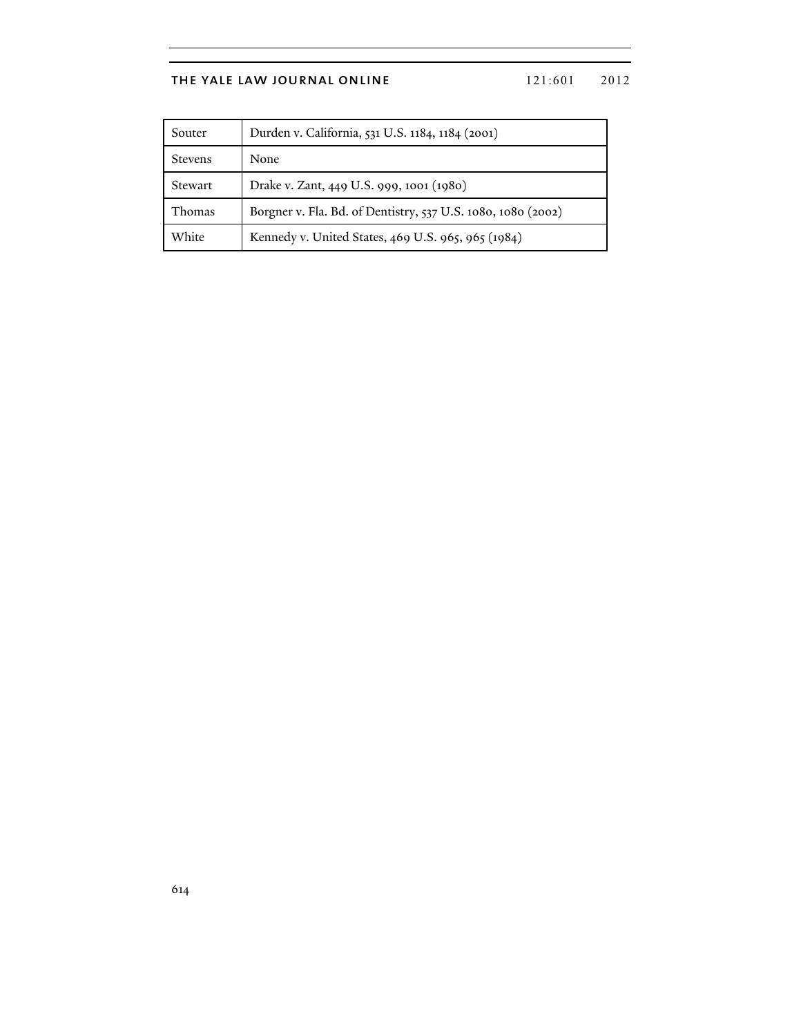| Souter | Durden v. California, 531 U.S. 1184, 1184 (2001) |
|---|---|
| Stevens | None |
| Stewart | Drake v. Zant, 449 U.S. 999, 1001 (1980) |
| Thomas | Borgner v. Fla. Bd. of Dentistry, 537 U.S. 1080, 1080 (2002) |
| White | Kennedy v. United States, 469 U.S. 965, 965 (1984) |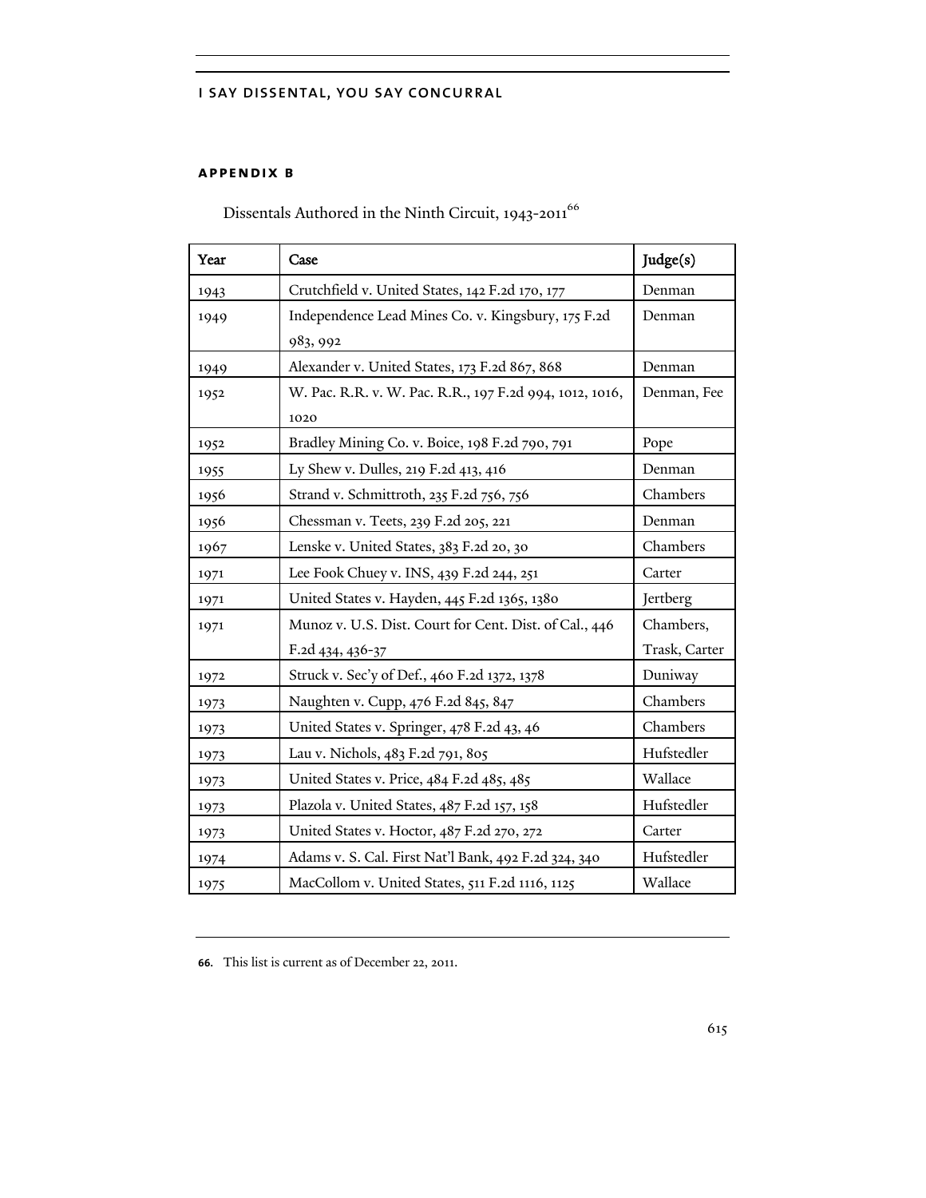## APPENDIX B

Dissentals Authored in the Ninth Circuit, 1943-2011[66]

| Year | Case | Judge(s) |
|---|---|---|
| 1943 | Crutchfield v. United States, 142 F.2d 170, 177 | Denman |
| 1949 | Independence Lead Mines Co. v. Kingsbury, 175 F.2d 983, 992 | Denman |
| 1949 | Alexander v. United States, 173 F.2d 867, 868 | Denman |
| 1952 | W. Pac. R.R. v. W. Pac. R.R., 197 F.2d 994, 1012, 1016, 1020 | Denman, Fee |
| 1952 | Bradley Mining Co. v. Boice, 198 F.2d 790, 791 | Pope |
| 1955 | Ly Shew v. Dulles, 219 F.2d 413, 416 | Denman |
| 1956 | Strand v. Schmittroth, 235 F.2d 756, 756 | Chambers |
| 1956 | Chessman v. Teets, 239 F.2d 205, 221 | Denman |
| 1967 | Lenske v. United States, 383 F.2d 20, 30 | Chambers |
| 1971 | Lee Fook Chuey v. INS, 439 F.2d 244, 251 | Carter |
| 1971 | United States v. Hayden, 445 F.2d 1365, 1380 | Jertberg |
| 1971 | Munoz v. U.S. Dist. Court for Cent. Dist. of Cal., 446 F.2d 434, 436-37 | Chambers, Trask, Carter |
| 1972 | Struck v. Sec'y of Def., 460 F.2d 1372, 1378 | Duniway |
| 1973 | Naughten v. Cupp, 476 F.2d 845, 847 | Chambers |
| 1973 | United States v. Springer, 478 F.2d 43, 46 | Chambers |
| 1973 | Lau v. Nichols, 483 F.2d 791, 805 | Hufstedler |
| 1973 | United States v. Price, 484 F.2d 485, 485 | Wallace |
| 1973 | Plazola v. United States, 487 F.2d 157, 158 | Hufstedler |
| 1973 | United States v. Hoctor, 487 F.2d 270, 272 | Carter |
| 1974 | Adams v. S. Cal. First Nat'l Bank, 492 F.2d 324, 340 | Hufstedler |
| 1975 | MacCollom v. United States, 511 F.2d 1116, 1125 | Wallace |

**66.** This list is current as of December 22, 2011.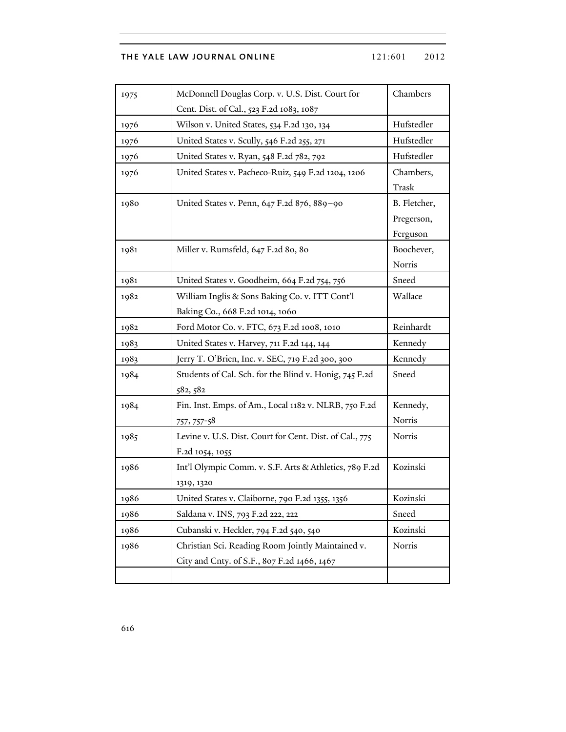| | | |
|---|---|---|
| 1975 | McDonnell Douglas Corp. v. U.S. Dist. Court for Cent. Dist. of Cal., 523 F.2d 1083, 1087 | Chambers |
| 1976 | Wilson v. United States, 534 F.2d 130, 134 | Hufstedler |
| 1976 | United States v. Scully, 546 F.2d 255, 271 | Hufstedler |
| 1976 | United States v. Ryan, 548 F.2d 782, 792 | Hufstedler |
| 1976 | United States v. Pacheco-Ruiz, 549 F.2d 1204, 1206 | Chambers, Trask |
| 1980 | United States v. Penn, 647 F.2d 876, 889–90 | B. Fletcher, Pregerson, Ferguson |
| 1981 | Miller v. Rumsfeld, 647 F.2d 80, 80 | Boochever, Norris |
| 1981 | United States v. Goodheim, 664 F.2d 754, 756 | Sneed |
| 1982 | William Inglis & Sons Baking Co. v. ITT Cont'l Baking Co., 668 F.2d 1014, 1060 | Wallace |
| 1982 | Ford Motor Co. v. FTC, 673 F.2d 1008, 1010 | Reinhardt |
| 1983 | United States v. Harvey, 711 F.2d 144, 144 | Kennedy |
| 1983 | Jerry T. O'Brien, Inc. v. SEC, 719 F.2d 300, 300 | Kennedy |
| 1984 | Students of Cal. Sch. for the Blind v. Honig, 745 F.2d 582, 582 | Sneed |
| 1984 | Fin. Inst. Emps. of Am., Local 1182 v. NLRB, 750 F.2d 757, 757-58 | Kennedy, Norris |
| 1985 | Levine v. U.S. Dist. Court for Cent. Dist. of Cal., 775 F.2d 1054, 1055 | Norris |
| 1986 | Int'l Olympic Comm. v. S.F. Arts & Athletics, 789 F.2d 1319, 1320 | Kozinski |
| 1986 | United States v. Claiborne, 790 F.2d 1355, 1356 | Kozinski |
| 1986 | Saldana v. INS, 793 F.2d 222, 222 | Sneed |
| 1986 | Cubanski v. Heckler, 794 F.2d 540, 540 | Kozinski |
| 1986 | Christian Sci. Reading Room Jointly Maintained v. City and Cnty. of S.F., 807 F.2d 1466, 1467 | Norris |
| | | |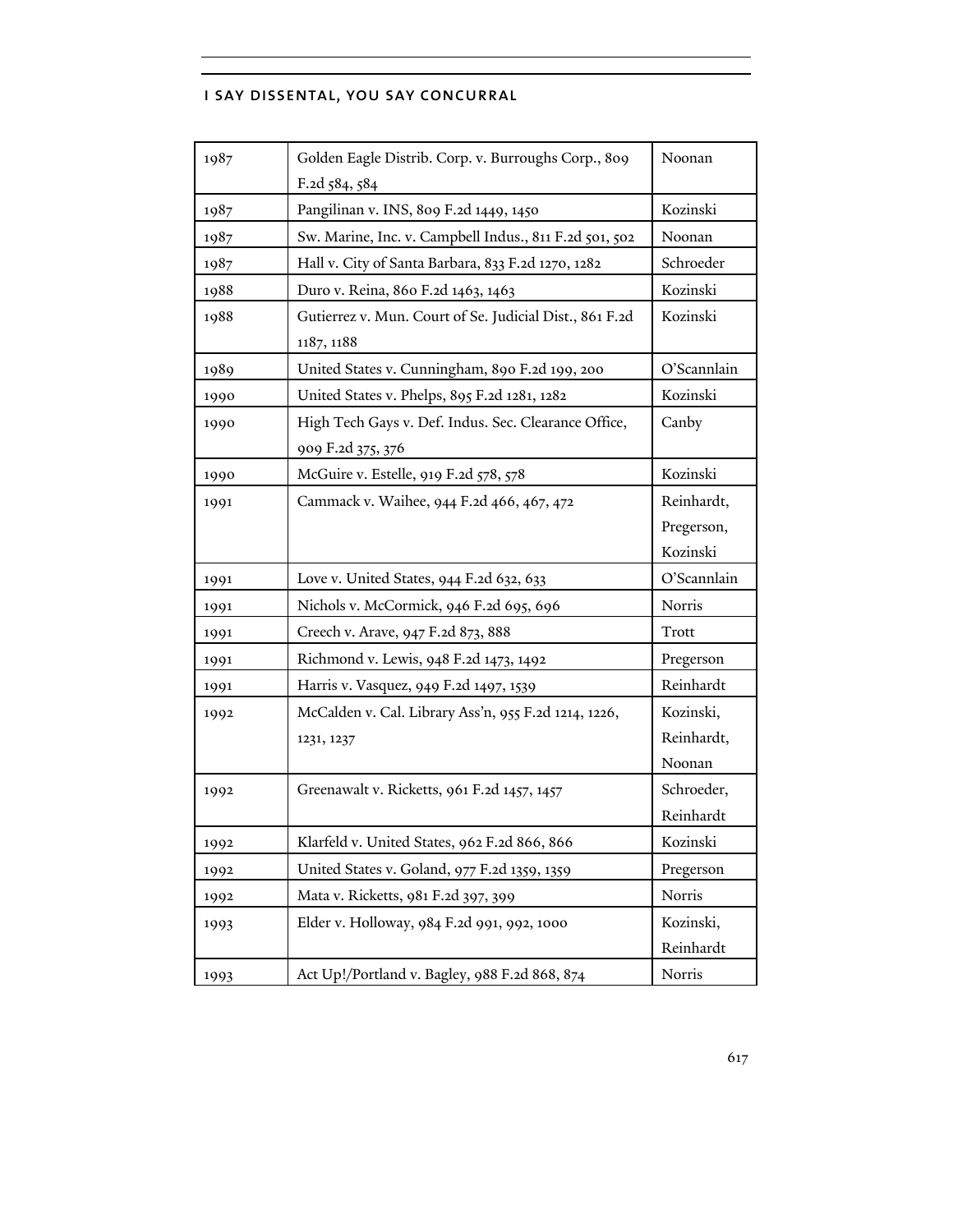| | | |
|---|---|---|
| 1987 | Golden Eagle Distrib. Corp. v. Burroughs Corp., 809 F.2d 584, 584 | Noonan |
| 1987 | Pangilinan v. INS, 809 F.2d 1449, 1450 | Kozinski |
| 1987 | Sw. Marine, Inc. v. Campbell Indus., 811 F.2d 501, 502 | Noonan |
| 1987 | Hall v. City of Santa Barbara, 833 F.2d 1270, 1282 | Schroeder |
| 1988 | Duro v. Reina, 860 F.2d 1463, 1463 | Kozinski |
| 1988 | Gutierrez v. Mun. Court of Se. Judicial Dist., 861 F.2d 1187, 1188 | Kozinski |
| 1989 | United States v. Cunningham, 890 F.2d 199, 200 | O'Scannlain |
| 1990 | United States v. Phelps, 895 F.2d 1281, 1282 | Kozinski |
| 1990 | High Tech Gays v. Def. Indus. Sec. Clearance Office, 909 F.2d 375, 376 | Canby |
| 1990 | McGuire v. Estelle, 919 F.2d 578, 578 | Kozinski |
| 1991 | Cammack v. Waihee, 944 F.2d 466, 467, 472 | Reinhardt, Pregerson, Kozinski |
| 1991 | Love v. United States, 944 F.2d 632, 633 | O'Scannlain |
| 1991 | Nichols v. McCormick, 946 F.2d 695, 696 | Norris |
| 1991 | Creech v. Arave, 947 F.2d 873, 888 | Trott |
| 1991 | Richmond v. Lewis, 948 F.2d 1473, 1492 | Pregerson |
| 1991 | Harris v. Vasquez, 949 F.2d 1497, 1539 | Reinhardt |
| 1992 | McCalden v. Cal. Library Ass'n, 955 F.2d 1214, 1226, 1231, 1237 | Kozinski, Reinhardt, Noonan |
| 1992 | Greenawalt v. Ricketts, 961 F.2d 1457, 1457 | Schroeder, Reinhardt |
| 1992 | Klarfeld v. United States, 962 F.2d 866, 866 | Kozinski |
| 1992 | United States v. Goland, 977 F.2d 1359, 1359 | Pregerson |
| 1992 | Mata v. Ricketts, 981 F.2d 397, 399 | Norris |
| 1993 | Elder v. Holloway, 984 F.2d 991, 992, 1000 | Kozinski, Reinhardt |
| 1993 | Act Up!/Portland v. Bagley, 988 F.2d 868, 874 | Norris |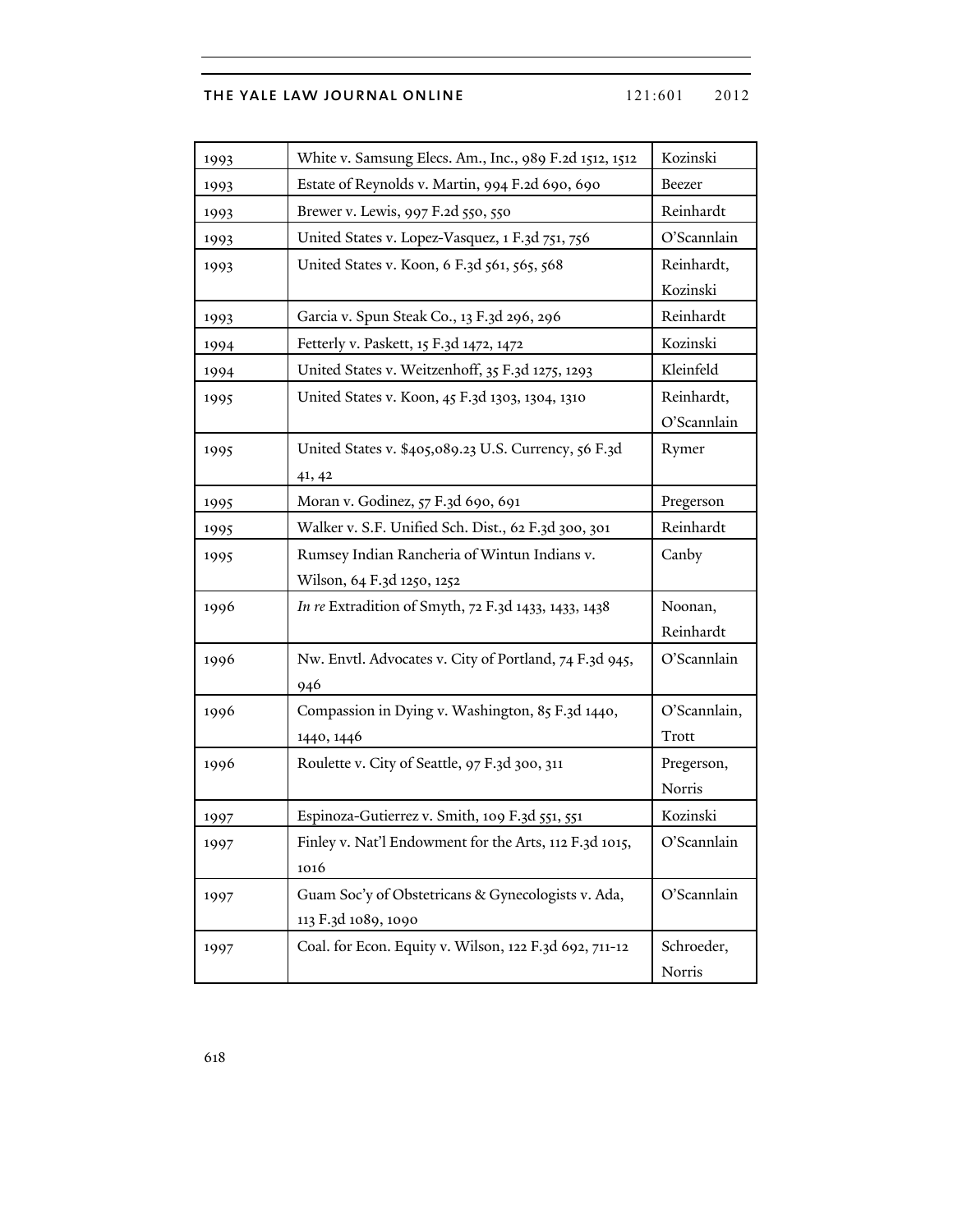| | | |
|---|---|---|
| 1993 | White v. Samsung Elecs. Am., Inc., 989 F.2d 1512, 1512 | Kozinski |
| 1993 | Estate of Reynolds v. Martin, 994 F.2d 690, 690 | Beezer |
| 1993 | Brewer v. Lewis, 997 F.2d 550, 550 | Reinhardt |
| 1993 | United States v. Lopez-Vasquez, 1 F.3d 751, 756 | O'Scannlain |
| 1993 | United States v. Koon, 6 F.3d 561, 565, 568 | Reinhardt, Kozinski |
| 1993 | Garcia v. Spun Steak Co., 13 F.3d 296, 296 | Reinhardt |
| 1994 | Fetterly v. Paskett, 15 F.3d 1472, 1472 | Kozinski |
| 1994 | United States v. Weitzenhoff, 35 F.3d 1275, 1293 | Kleinfeld |
| 1995 | United States v. Koon, 45 F.3d 1303, 1304, 1310 | Reinhardt, O'Scannlain |
| 1995 | United States v. $405,089.23 U.S. Currency, 56 F.3d 41, 42 | Rymer |
| 1995 | Moran v. Godinez, 57 F.3d 690, 691 | Pregerson |
| 1995 | Walker v. S.F. Unified Sch. Dist., 62 F.3d 300, 301 | Reinhardt |
| 1995 | Rumsey Indian Rancheria of Wintun Indians v. Wilson, 64 F.3d 1250, 1252 | Canby |
| 1996 | *In re* Extradition of Smyth, 72 F.3d 1433, 1433, 1438 | Noonan, Reinhardt |
| 1996 | Nw. Envtl. Advocates v. City of Portland, 74 F.3d 945, 946 | O'Scannlain |
| 1996 | Compassion in Dying v. Washington, 85 F.3d 1440, 1440, 1446 | O'Scannlain, Trott |
| 1996 | Roulette v. City of Seattle, 97 F.3d 300, 311 | Pregerson, Norris |
| 1997 | Espinoza-Gutierrez v. Smith, 109 F.3d 551, 551 | Kozinski |
| 1997 | Finley v. Nat'l Endowment for the Arts, 112 F.3d 1015, 1016 | O'Scannlain |
| 1997 | Guam Soc'y of Obstetricans & Gynecologists v. Ada, 113 F.3d 1089, 1090 | O'Scannlain |
| 1997 | Coal. for Econ. Equity v. Wilson, 122 F.3d 692, 711-12 | Schroeder, Norris |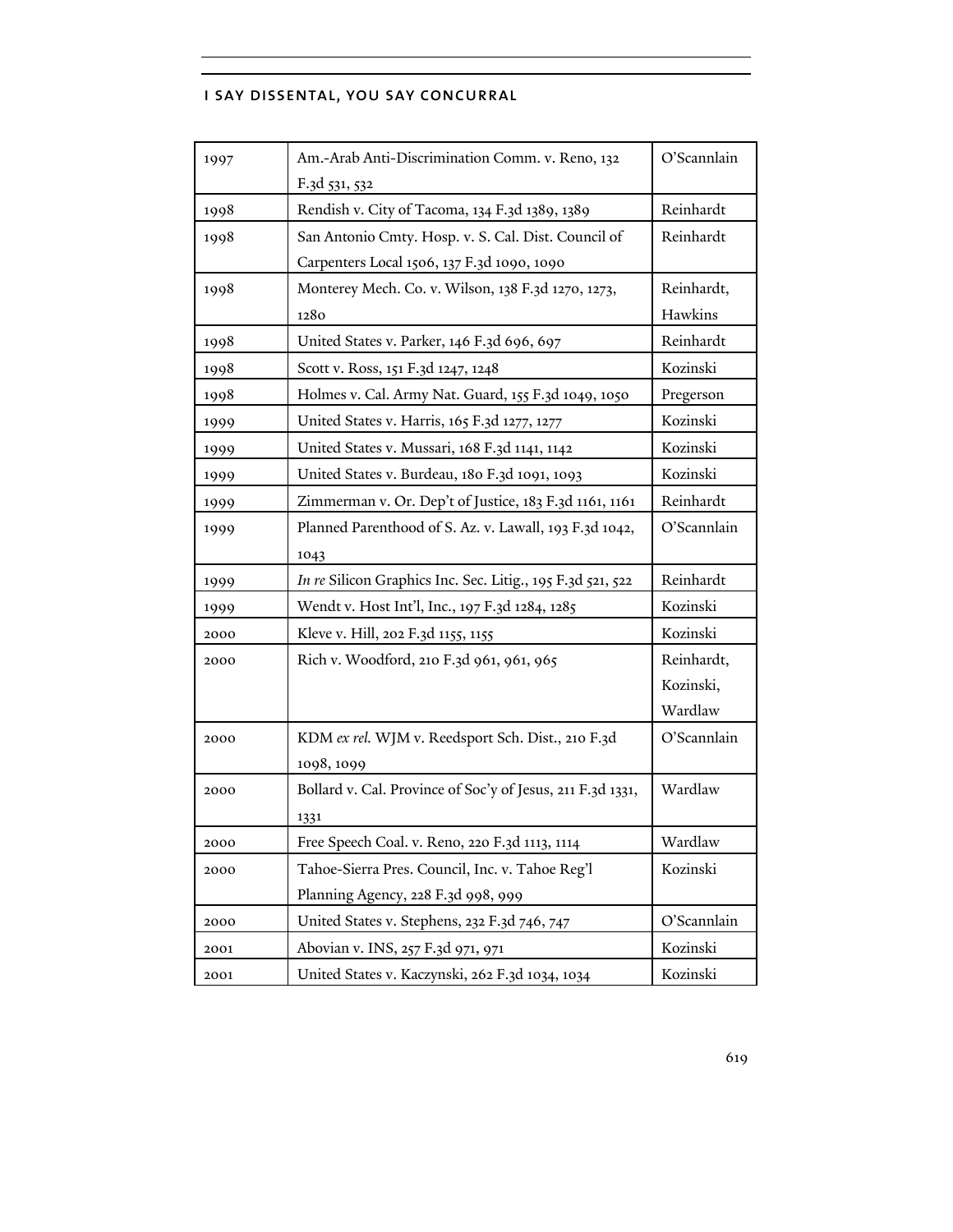| | | |
|---|---|---|
| 1997 | Am.-Arab Anti-Discrimination Comm. v. Reno, 132 F.3d 531, 532 | O'Scannlain |
| 1998 | Rendish v. City of Tacoma, 134 F.3d 1389, 1389 | Reinhardt |
| 1998 | San Antonio Cmty. Hosp. v. S. Cal. Dist. Council of Carpenters Local 1506, 137 F.3d 1090, 1090 | Reinhardt |
| 1998 | Monterey Mech. Co. v. Wilson, 138 F.3d 1270, 1273, 1280 | Reinhardt, Hawkins |
| 1998 | United States v. Parker, 146 F.3d 696, 697 | Reinhardt |
| 1998 | Scott v. Ross, 151 F.3d 1247, 1248 | Kozinski |
| 1998 | Holmes v. Cal. Army Nat. Guard, 155 F.3d 1049, 1050 | Pregerson |
| 1999 | United States v. Harris, 165 F.3d 1277, 1277 | Kozinski |
| 1999 | United States v. Mussari, 168 F.3d 1141, 1142 | Kozinski |
| 1999 | United States v. Burdeau, 180 F.3d 1091, 1093 | Kozinski |
| 1999 | Zimmerman v. Or. Dep't of Justice, 183 F.3d 1161, 1161 | Reinhardt |
| 1999 | Planned Parenthood of S. Az. v. Lawall, 193 F.3d 1042, 1043 | O'Scannlain |
| 1999 | *In re* Silicon Graphics Inc. Sec. Litig., 195 F.3d 521, 522 | Reinhardt |
| 1999 | Wendt v. Host Int'l, Inc., 197 F.3d 1284, 1285 | Kozinski |
| 2000 | Kleve v. Hill, 202 F.3d 1155, 1155 | Kozinski |
| 2000 | Rich v. Woodford, 210 F.3d 961, 961, 965 | Reinhardt, Kozinski, Wardlaw |
| 2000 | KDM *ex rel.* WJM v. Reedsport Sch. Dist., 210 F.3d 1098, 1099 | O'Scannlain |
| 2000 | Bollard v. Cal. Province of Soc'y of Jesus, 211 F.3d 1331, 1331 | Wardlaw |
| 2000 | Free Speech Coal. v. Reno, 220 F.3d 1113, 1114 | Wardlaw |
| 2000 | Tahoe-Sierra Pres. Council, Inc. v. Tahoe Reg'l Planning Agency, 228 F.3d 998, 999 | Kozinski |
| 2000 | United States v. Stephens, 232 F.3d 746, 747 | O'Scannlain |
| 2001 | Abovian v. INS, 257 F.3d 971, 971 | Kozinski |
| 2001 | United States v. Kaczynski, 262 F.3d 1034, 1034 | Kozinski |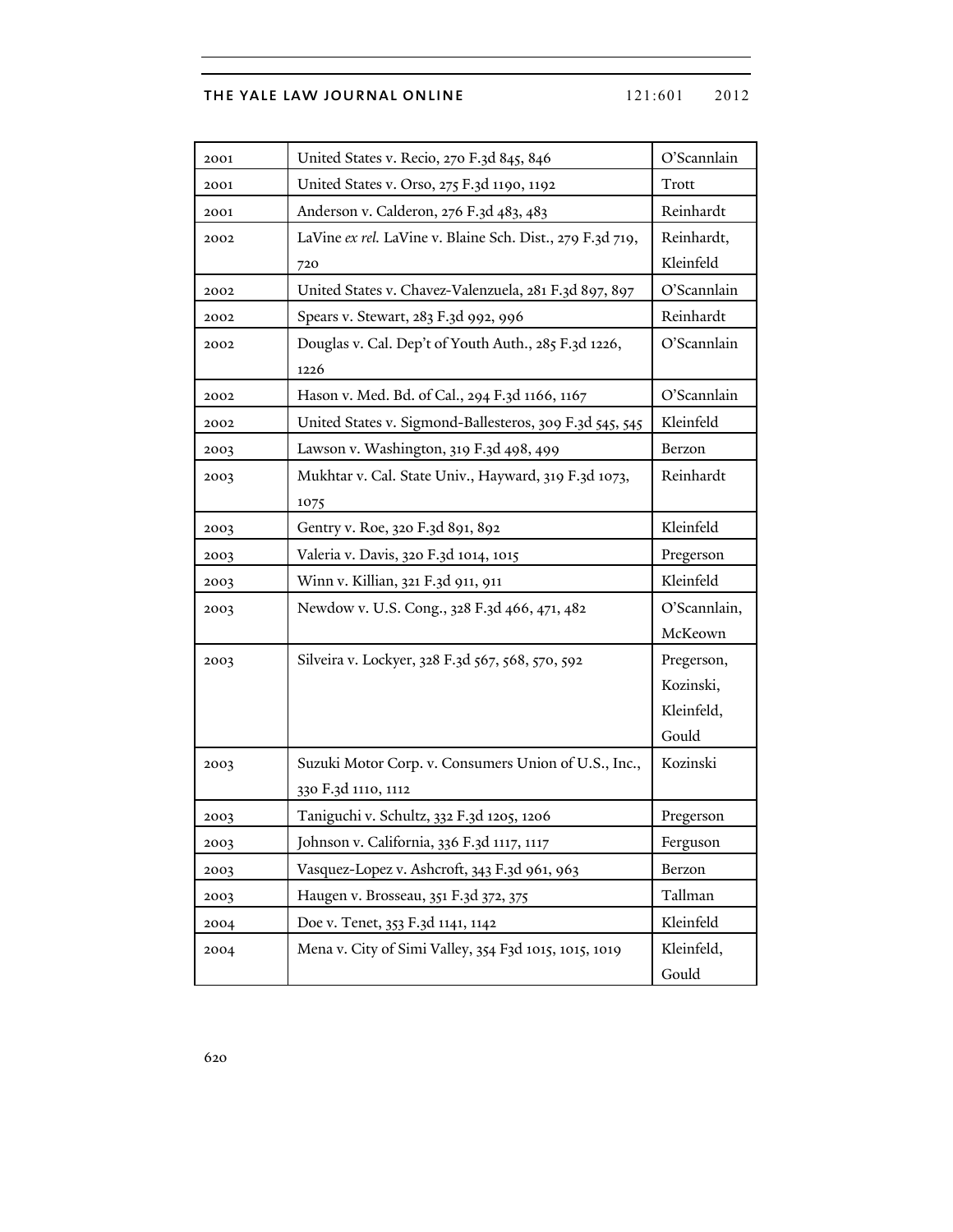| | | |
|---|---|---|
| 2001 | United States v. Recio, 270 F.3d 845, 846 | O'Scannlain |
| 2001 | United States v. Orso, 275 F.3d 1190, 1192 | Trott |
| 2001 | Anderson v. Calderon, 276 F.3d 483, 483 | Reinhardt |
| 2002 | LaVine *ex rel.* LaVine v. Blaine Sch. Dist., 279 F.3d 719, 720 | Reinhardt, Kleinfeld |
| 2002 | United States v. Chavez-Valenzuela, 281 F.3d 897, 897 | O'Scannlain |
| 2002 | Spears v. Stewart, 283 F.3d 992, 996 | Reinhardt |
| 2002 | Douglas v. Cal. Dep't of Youth Auth., 285 F.3d 1226, 1226 | O'Scannlain |
| 2002 | Hason v. Med. Bd. of Cal., 294 F.3d 1166, 1167 | O'Scannlain |
| 2002 | United States v. Sigmond-Ballesteros, 309 F.3d 545, 545 | Kleinfeld |
| 2003 | Lawson v. Washington, 319 F.3d 498, 499 | Berzon |
| 2003 | Mukhtar v. Cal. State Univ., Hayward, 319 F.3d 1073, 1075 | Reinhardt |
| 2003 | Gentry v. Roe, 320 F.3d 891, 892 | Kleinfeld |
| 2003 | Valeria v. Davis, 320 F.3d 1014, 1015 | Pregerson |
| 2003 | Winn v. Killian, 321 F.3d 911, 911 | Kleinfeld |
| 2003 | Newdow v. U.S. Cong., 328 F.3d 466, 471, 482 | O'Scannlain, McKeown |
| 2003 | Silveira v. Lockyer, 328 F.3d 567, 568, 570, 592 | Pregerson, Kozinski, Kleinfeld, Gould |
| 2003 | Suzuki Motor Corp. v. Consumers Union of U.S., Inc., 330 F.3d 1110, 1112 | Kozinski |
| 2003 | Taniguchi v. Schultz, 332 F.3d 1205, 1206 | Pregerson |
| 2003 | Johnson v. California, 336 F.3d 1117, 1117 | Ferguson |
| 2003 | Vasquez-Lopez v. Ashcroft, 343 F.3d 961, 963 | Berzon |
| 2003 | Haugen v. Brosseau, 351 F.3d 372, 375 | Tallman |
| 2004 | Doe v. Tenet, 353 F.3d 1141, 1142 | Kleinfeld |
| 2004 | Mena v. City of Simi Valley, 354 F3d 1015, 1015, 1019 | Kleinfeld, Gould |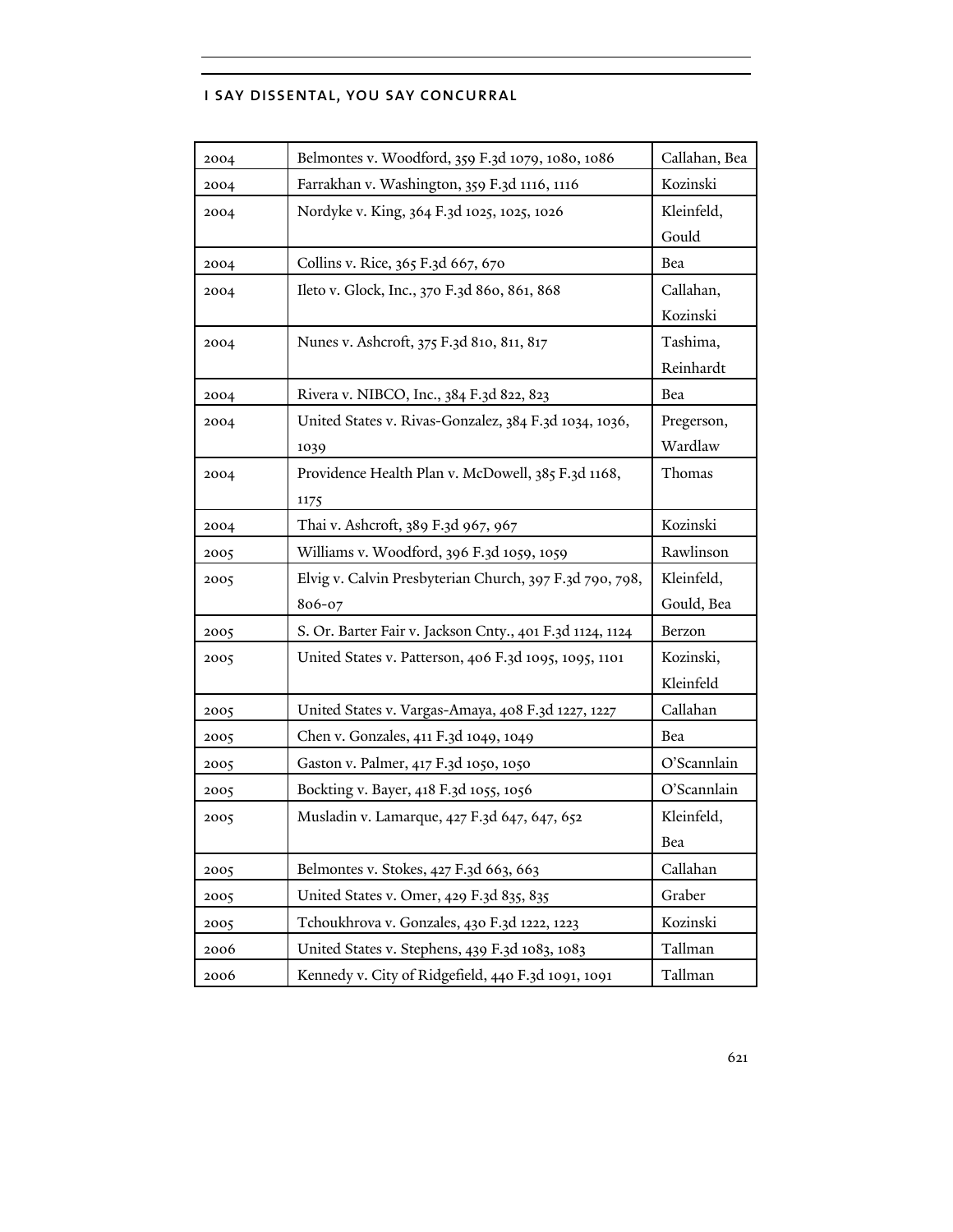| 2004 | Belmontes v. Woodford, 359 F.3d 1079, 1080, 1086 | Callahan, Bea |
|---|---|---|
| 2004 | Farrakhan v. Washington, 359 F.3d 1116, 1116 | Kozinski |
| 2004 | Nordyke v. King, 364 F.3d 1025, 1025, 1026 | Kleinfeld, Gould |
| 2004 | Collins v. Rice, 365 F.3d 667, 670 | Bea |
| 2004 | Ileto v. Glock, Inc., 370 F.3d 860, 861, 868 | Callahan, Kozinski |
| 2004 | Nunes v. Ashcroft, 375 F.3d 810, 811, 817 | Tashima, Reinhardt |
| 2004 | Rivera v. NIBCO, Inc., 384 F.3d 822, 823 | Bea |
| 2004 | United States v. Rivas-Gonzalez, 384 F.3d 1034, 1036, 1039 | Pregerson, Wardlaw |
| 2004 | Providence Health Plan v. McDowell, 385 F.3d 1168, 1175 | Thomas |
| 2004 | Thai v. Ashcroft, 389 F.3d 967, 967 | Kozinski |
| 2005 | Williams v. Woodford, 396 F.3d 1059, 1059 | Rawlinson |
| 2005 | Elvig v. Calvin Presbyterian Church, 397 F.3d 790, 798, 806-07 | Kleinfeld, Gould, Bea |
| 2005 | S. Or. Barter Fair v. Jackson Cnty., 401 F.3d 1124, 1124 | Berzon |
| 2005 | United States v. Patterson, 406 F.3d 1095, 1095, 1101 | Kozinski, Kleinfeld |
| 2005 | United States v. Vargas-Amaya, 408 F.3d 1227, 1227 | Callahan |
| 2005 | Chen v. Gonzales, 411 F.3d 1049, 1049 | Bea |
| 2005 | Gaston v. Palmer, 417 F.3d 1050, 1050 | O'Scannlain |
| 2005 | Bockting v. Bayer, 418 F.3d 1055, 1056 | O'Scannlain |
| 2005 | Musladin v. Lamarque, 427 F.3d 647, 647, 652 | Kleinfeld, Bea |
| 2005 | Belmontes v. Stokes, 427 F.3d 663, 663 | Callahan |
| 2005 | United States v. Omer, 429 F.3d 835, 835 | Graber |
| 2005 | Tchoukhrova v. Gonzales, 430 F.3d 1222, 1223 | Kozinski |
| 2006 | United States v. Stephens, 439 F.3d 1083, 1083 | Tallman |
| 2006 | Kennedy v. City of Ridgefield, 440 F.3d 1091, 1091 | Tallman |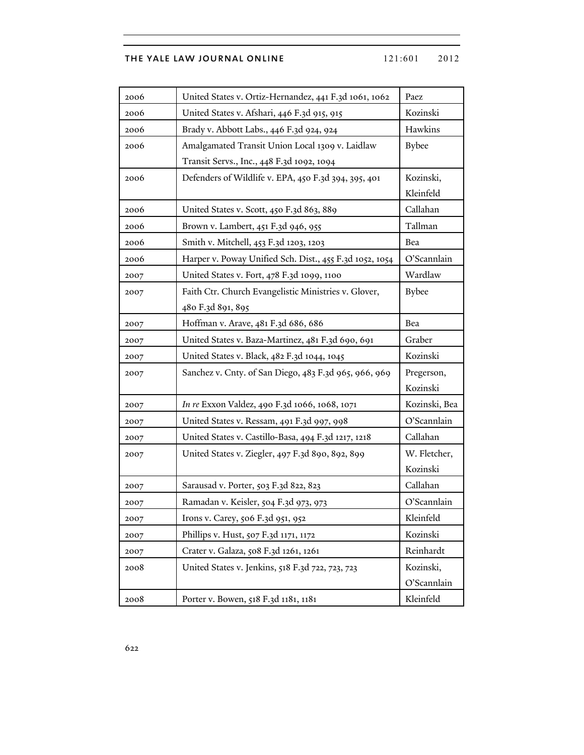| | | |
|---|---|---|
| 2006 | United States v. Ortiz-Hernandez, 441 F.3d 1061, 1062 | Paez |
| 2006 | United States v. Afshari, 446 F.3d 915, 915 | Kozinski |
| 2006 | Brady v. Abbott Labs., 446 F.3d 924, 924 | Hawkins |
| 2006 | Amalgamated Transit Union Local 1309 v. Laidlaw Transit Servs., Inc., 448 F.3d 1092, 1094 | Bybee |
| 2006 | Defenders of Wildlife v. EPA, 450 F.3d 394, 395, 401 | Kozinski, Kleinfeld |
| 2006 | United States v. Scott, 450 F.3d 863, 889 | Callahan |
| 2006 | Brown v. Lambert, 451 F.3d 946, 955 | Tallman |
| 2006 | Smith v. Mitchell, 453 F.3d 1203, 1203 | Bea |
| 2006 | Harper v. Poway Unified Sch. Dist., 455 F.3d 1052, 1054 | O'Scannlain |
| 2007 | United States v. Fort, 478 F.3d 1099, 1100 | Wardlaw |
| 2007 | Faith Ctr. Church Evangelistic Ministries v. Glover, 480 F.3d 891, 895 | Bybee |
| 2007 | Hoffman v. Arave, 481 F.3d 686, 686 | Bea |
| 2007 | United States v. Baza-Martinez, 481 F.3d 690, 691 | Graber |
| 2007 | United States v. Black, 482 F.3d 1044, 1045 | Kozinski |
| 2007 | Sanchez v. Cnty. of San Diego, 483 F.3d 965, 966, 969 | Pregerson, Kozinski |
| 2007 | *In re* Exxon Valdez, 490 F.3d 1066, 1068, 1071 | Kozinski, Bea |
| 2007 | United States v. Ressam, 491 F.3d 997, 998 | O'Scannlain |
| 2007 | United States v. Castillo-Basa, 494 F.3d 1217, 1218 | Callahan |
| 2007 | United States v. Ziegler, 497 F.3d 890, 892, 899 | W. Fletcher, Kozinski |
| 2007 | Sarausad v. Porter, 503 F.3d 822, 823 | Callahan |
| 2007 | Ramadan v. Keisler, 504 F.3d 973, 973 | O'Scannlain |
| 2007 | Irons v. Carey, 506 F.3d 951, 952 | Kleinfeld |
| 2007 | Phillips v. Hust, 507 F.3d 1171, 1172 | Kozinski |
| 2007 | Crater v. Galaza, 508 F.3d 1261, 1261 | Reinhardt |
| 2008 | United States v. Jenkins, 518 F.3d 722, 723, 723 | Kozinski, O'Scannlain |
| 2008 | Porter v. Bowen, 518 F.3d 1181, 1181 | Kleinfeld |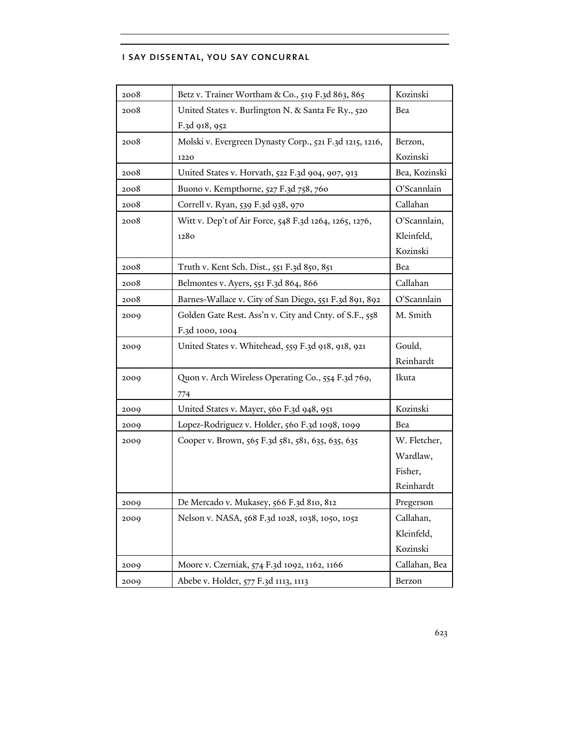| | | |
|---|---|---|
| 2008 | Betz v. Trainer Wortham & Co., 519 F.3d 863, 865 | Kozinski |
| 2008 | United States v. Burlington N. & Santa Fe Ry., 520 F.3d 918, 952 | Bea |
| 2008 | Molski v. Evergreen Dynasty Corp., 521 F.3d 1215, 1216, 1220 | Berzon, Kozinski |
| 2008 | United States v. Horvath, 522 F.3d 904, 907, 913 | Bea, Kozinski |
| 2008 | Buono v. Kempthorne, 527 F.3d 758, 760 | O'Scannlain |
| 2008 | Correll v. Ryan, 539 F.3d 938, 970 | Callahan |
| 2008 | Witt v. Dep't of Air Force, 548 F.3d 1264, 1265, 1276, 1280 | O'Scannlain, Kleinfeld, Kozinski |
| 2008 | Truth v. Kent Sch. Dist., 551 F.3d 850, 851 | Bea |
| 2008 | Belmontes v. Ayers, 551 F.3d 864, 866 | Callahan |
| 2008 | Barnes-Wallace v. City of San Diego, 551 F.3d 891, 892 | O'Scannlain |
| 2009 | Golden Gate Rest. Ass'n v. City and Cnty. of S.F., 558 F.3d 1000, 1004 | M. Smith |
| 2009 | United States v. Whitehead, 559 F.3d 918, 918, 921 | Gould, Reinhardt |
| 2009 | Quon v. Arch Wireless Operating Co., 554 F.3d 769, 774 | Ikuta |
| 2009 | United States v. Mayer, 560 F.3d 948, 951 | Kozinski |
| 2009 | Lopez-Rodriguez v. Holder, 560 F.3d 1098, 1099 | Bea |
| 2009 | Cooper v. Brown, 565 F.3d 581, 581, 635, 635, 635 | W. Fletcher, Wardlaw, Fisher, Reinhardt |
| 2009 | De Mercado v. Mukasey, 566 F.3d 810, 812 | Pregerson |
| 2009 | Nelson v. NASA, 568 F.3d 1028, 1038, 1050, 1052 | Callahan, Kleinfeld, Kozinski |
| 2009 | Moore v. Czerniak, 574 F.3d 1092, 1162, 1166 | Callahan, Bea |
| 2009 | Abebe v. Holder, 577 F.3d 1113, 1113 | Berzon |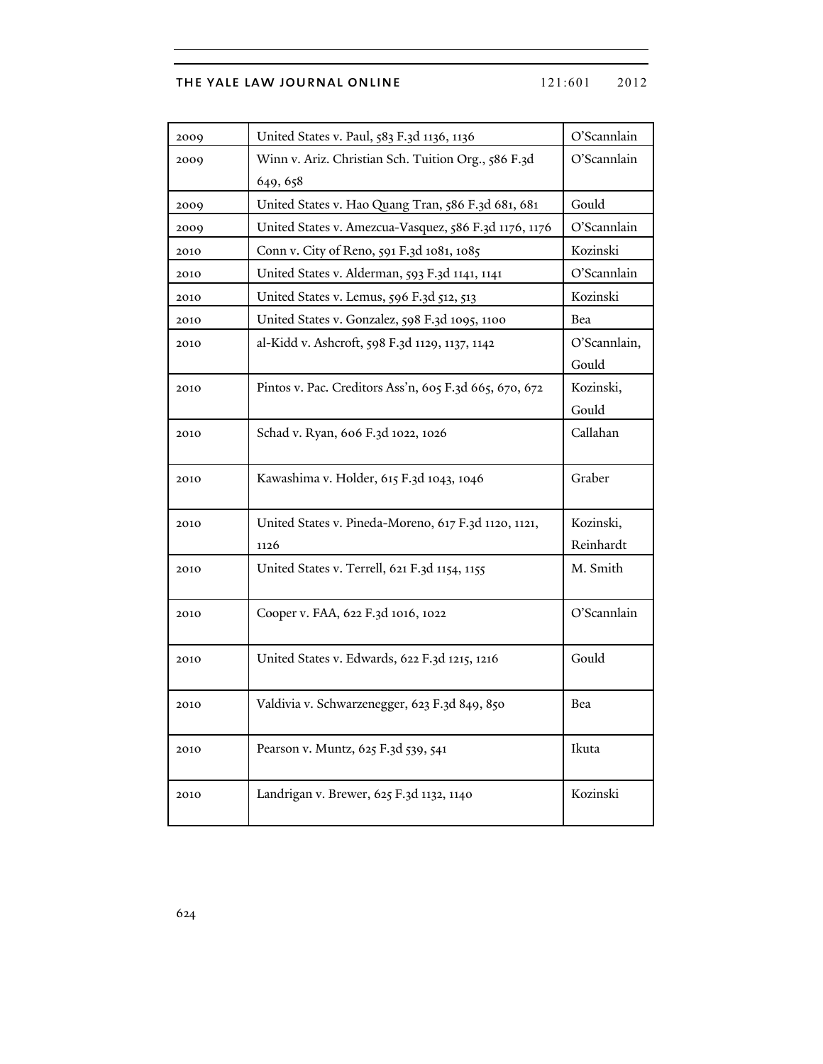| 2009 | United States v. Paul, 583 F.3d 1136, 1136 | O'Scannlain |
|---|---|---|
| 2009 | Winn v. Ariz. Christian Sch. Tuition Org., 586 F.3d 649, 658 | O'Scannlain |
| 2009 | United States v. Hao Quang Tran, 586 F.3d 681, 681 | Gould |
| 2009 | United States v. Amezcua-Vasquez, 586 F.3d 1176, 1176 | O'Scannlain |
| 2010 | Conn v. City of Reno, 591 F.3d 1081, 1085 | Kozinski |
| 2010 | United States v. Alderman, 593 F.3d 1141, 1141 | O'Scannlain |
| 2010 | United States v. Lemus, 596 F.3d 512, 513 | Kozinski |
| 2010 | United States v. Gonzalez, 598 F.3d 1095, 1100 | Bea |
| 2010 | al-Kidd v. Ashcroft, 598 F.3d 1129, 1137, 1142 | O'Scannlain, Gould |
| 2010 | Pintos v. Pac. Creditors Ass'n, 605 F.3d 665, 670, 672 | Kozinski, Gould |
| 2010 | Schad v. Ryan, 606 F.3d 1022, 1026 | Callahan |
| 2010 | Kawashima v. Holder, 615 F.3d 1043, 1046 | Graber |
| 2010 | United States v. Pineda-Moreno, 617 F.3d 1120, 1121, 1126 | Kozinski, Reinhardt |
| 2010 | United States v. Terrell, 621 F.3d 1154, 1155 | M. Smith |
| 2010 | Cooper v. FAA, 622 F.3d 1016, 1022 | O'Scannlain |
| 2010 | United States v. Edwards, 622 F.3d 1215, 1216 | Gould |
| 2010 | Valdivia v. Schwarzenegger, 623 F.3d 849, 850 | Bea |
| 2010 | Pearson v. Muntz, 625 F.3d 539, 541 | Ikuta |
| 2010 | Landrigan v. Brewer, 625 F.3d 1132, 1140 | Kozinski |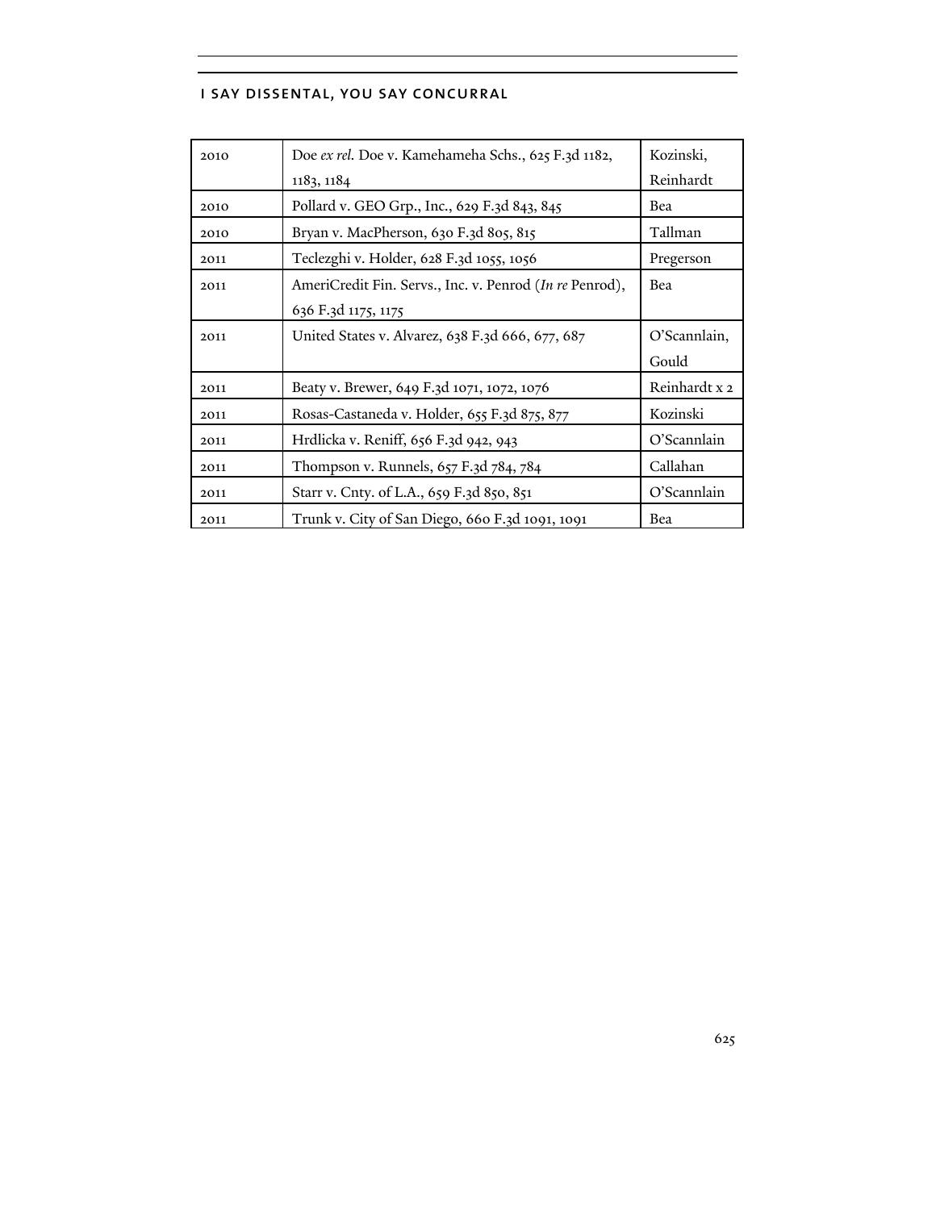| 2010 | Doe *ex rel.* Doe v. Kamehameha Schs., 625 F.3d 1182, 1183, 1184 | Kozinski, Reinhardt |
|---|---|---|
| 2010 | Pollard v. GEO Grp., Inc., 629 F.3d 843, 845 | Bea |
| 2010 | Bryan v. MacPherson, 630 F.3d 805, 815 | Tallman |
| 2011 | Teclezghi v. Holder, 628 F.3d 1055, 1056 | Pregerson |
| 2011 | AmeriCredit Fin. Servs., Inc. v. Penrod (*In re* Penrod), 636 F.3d 1175, 1175 | Bea |
| 2011 | United States v. Alvarez, 638 F.3d 666, 677, 687 | O'Scannlain, Gould |
| 2011 | Beaty v. Brewer, 649 F.3d 1071, 1072, 1076 | Reinhardt x 2 |
| 2011 | Rosas-Castaneda v. Holder, 655 F.3d 875, 877 | Kozinski |
| 2011 | Hrdlicka v. Reniff, 656 F.3d 942, 943 | O'Scannlain |
| 2011 | Thompson v. Runnels, 657 F.3d 784, 784 | Callahan |
| 2011 | Starr v. Cnty. of L.A., 659 F.3d 850, 851 | O'Scannlain |
| 2011 | Trunk v. City of San Diego, 660 F.3d 1091, 1091 | Bea |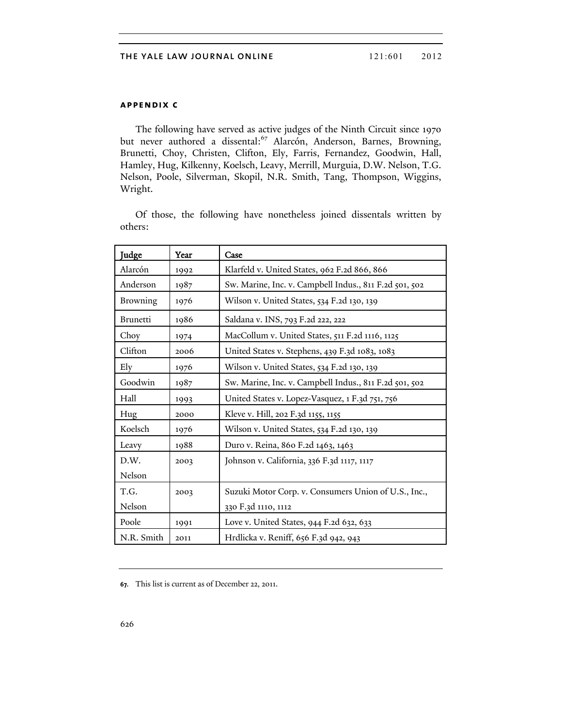## APPENDIX C

The following have served as active judges of the Ninth Circuit since 1970 but never authored a dissental:[67] Alarcón, Anderson, Barnes, Browning, Brunetti, Choy, Christen, Clifton, Ely, Farris, Fernandez, Goodwin, Hall, Hamley, Hug, Kilkenny, Koelsch, Leavy, Merrill, Murguia, D.W. Nelson, T.G. Nelson, Poole, Silverman, Skopil, N.R. Smith, Tang, Thompson, Wiggins, Wright.

Of those, the following have nonetheless joined dissentals written by others:

| Judge | Year | Case |
|---|---|---|
| Alarcón | 1992 | Klarfeld v. United States, 962 F.2d 866, 866 |
| Anderson | 1987 | Sw. Marine, Inc. v. Campbell Indus., 811 F.2d 501, 502 |
| Browning | 1976 | Wilson v. United States, 534 F.2d 130, 139 |
| Brunetti | 1986 | Saldana v. INS, 793 F.2d 222, 222 |
| Choy | 1974 | MacCollum v. United States, 511 F.2d 1116, 1125 |
| Clifton | 2006 | United States v. Stephens, 439 F.3d 1083, 1083 |
| Ely | 1976 | Wilson v. United States, 534 F.2d 130, 139 |
| Goodwin | 1987 | Sw. Marine, Inc. v. Campbell Indus., 811 F.2d 501, 502 |
| Hall | 1993 | United States v. Lopez-Vasquez, 1 F.3d 751, 756 |
| Hug | 2000 | Kleve v. Hill, 202 F.3d 1155, 1155 |
| Koelsch | 1976 | Wilson v. United States, 534 F.2d 130, 139 |
| Leavy | 1988 | Duro v. Reina, 860 F.2d 1463, 1463 |
| D.W. Nelson | 2003 | Johnson v. California, 336 F.3d 1117, 1117 |
| T.G. Nelson | 2003 | Suzuki Motor Corp. v. Consumers Union of U.S., Inc., 330 F.3d 1110, 1112 |
| Poole | 1991 | Love v. United States, 944 F.2d 632, 633 |
| N.R. Smith | 2011 | Hrdlicka v. Reniff, 656 F.3d 942, 943 |

67. This list is current as of December 22, 2011.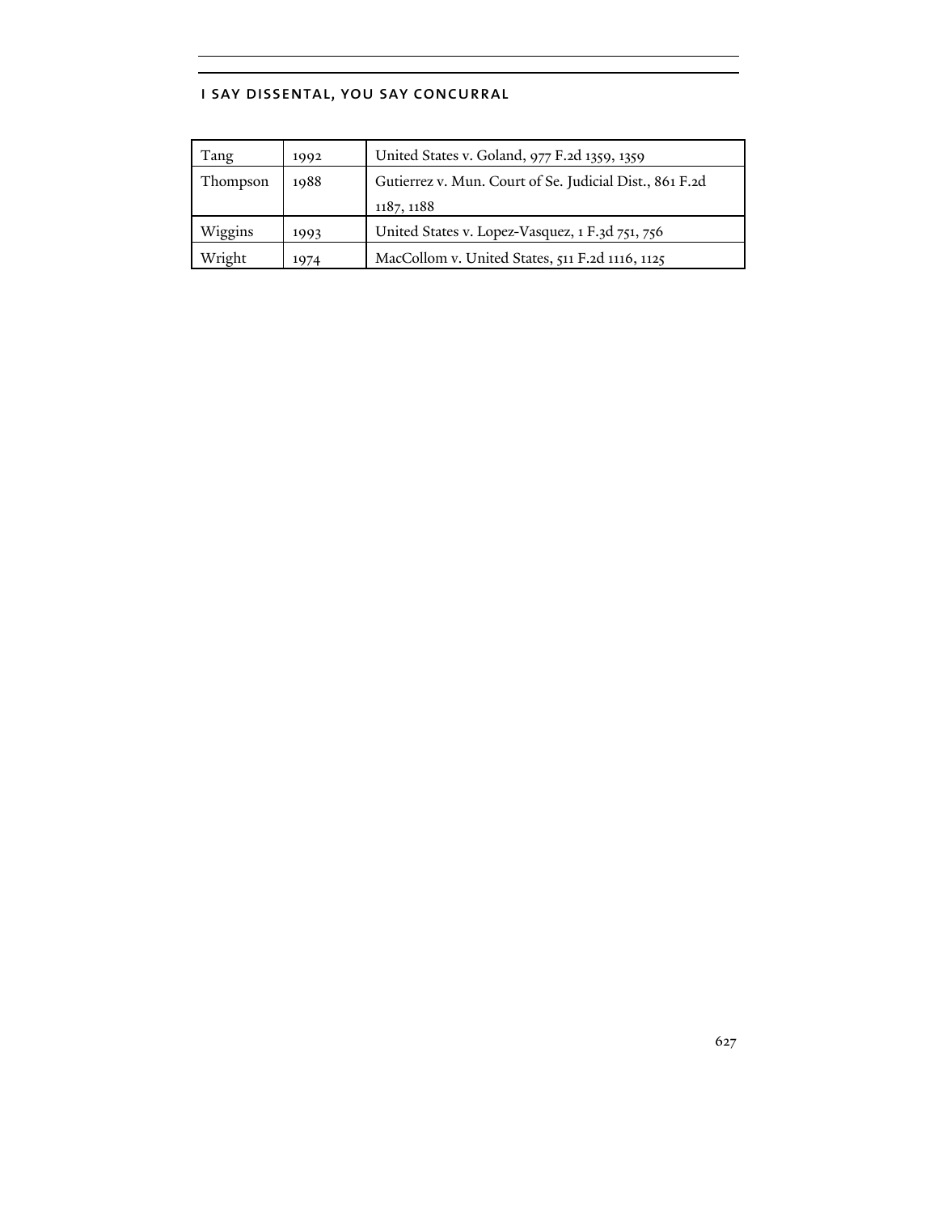| | | |
|---|---|---|
| Tang | 1992 | United States v. Goland, 977 F.2d 1359, 1359 |
| Thompson | 1988 | Gutierrez v. Mun. Court of Se. Judicial Dist., 861 F.2d 1187, 1188 |
| Wiggins | 1993 | United States v. Lopez-Vasquez, 1 F.3d 751, 756 |
| Wright | 1974 | MacCollom v. United States, 511 F.2d 1116, 1125 |